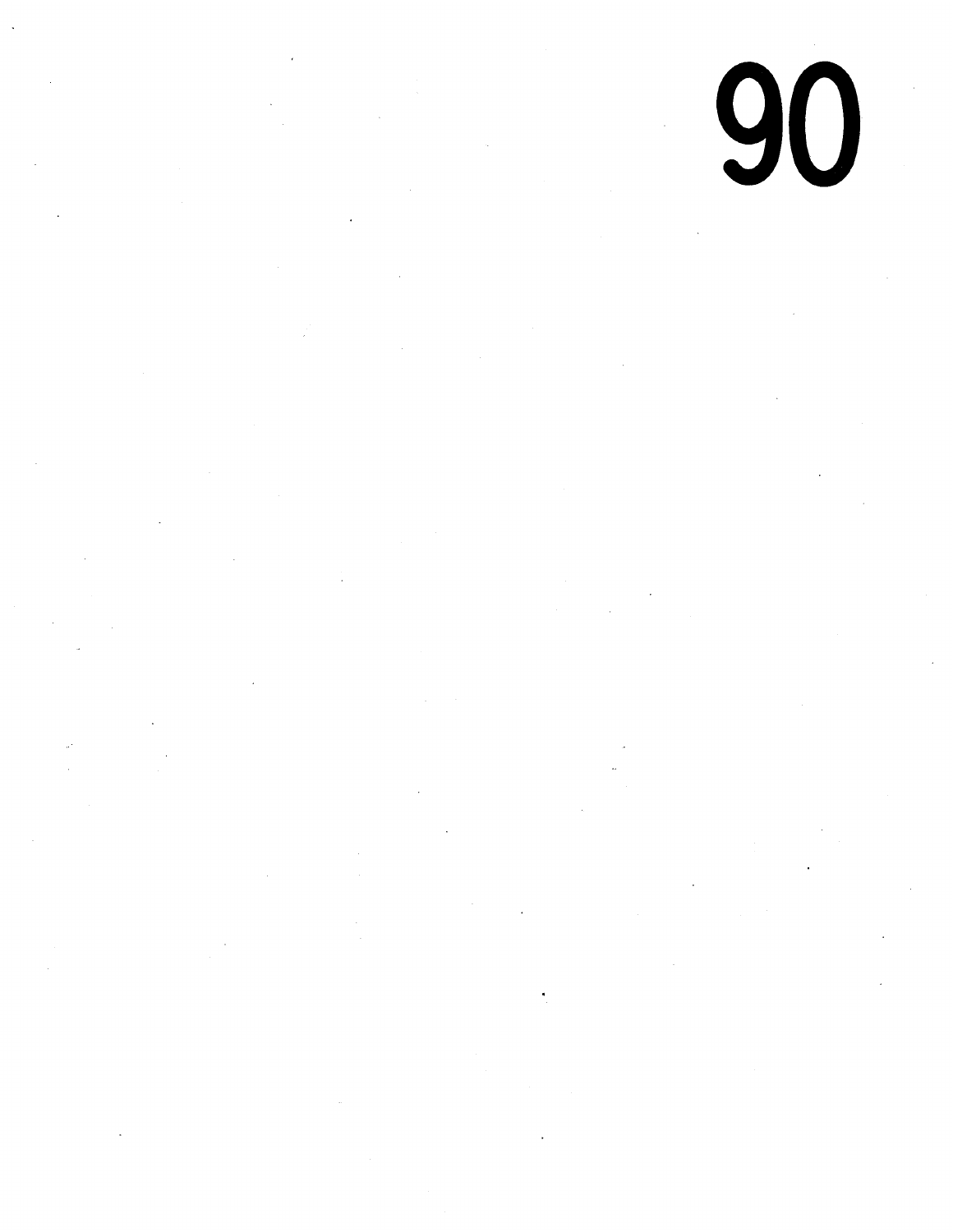90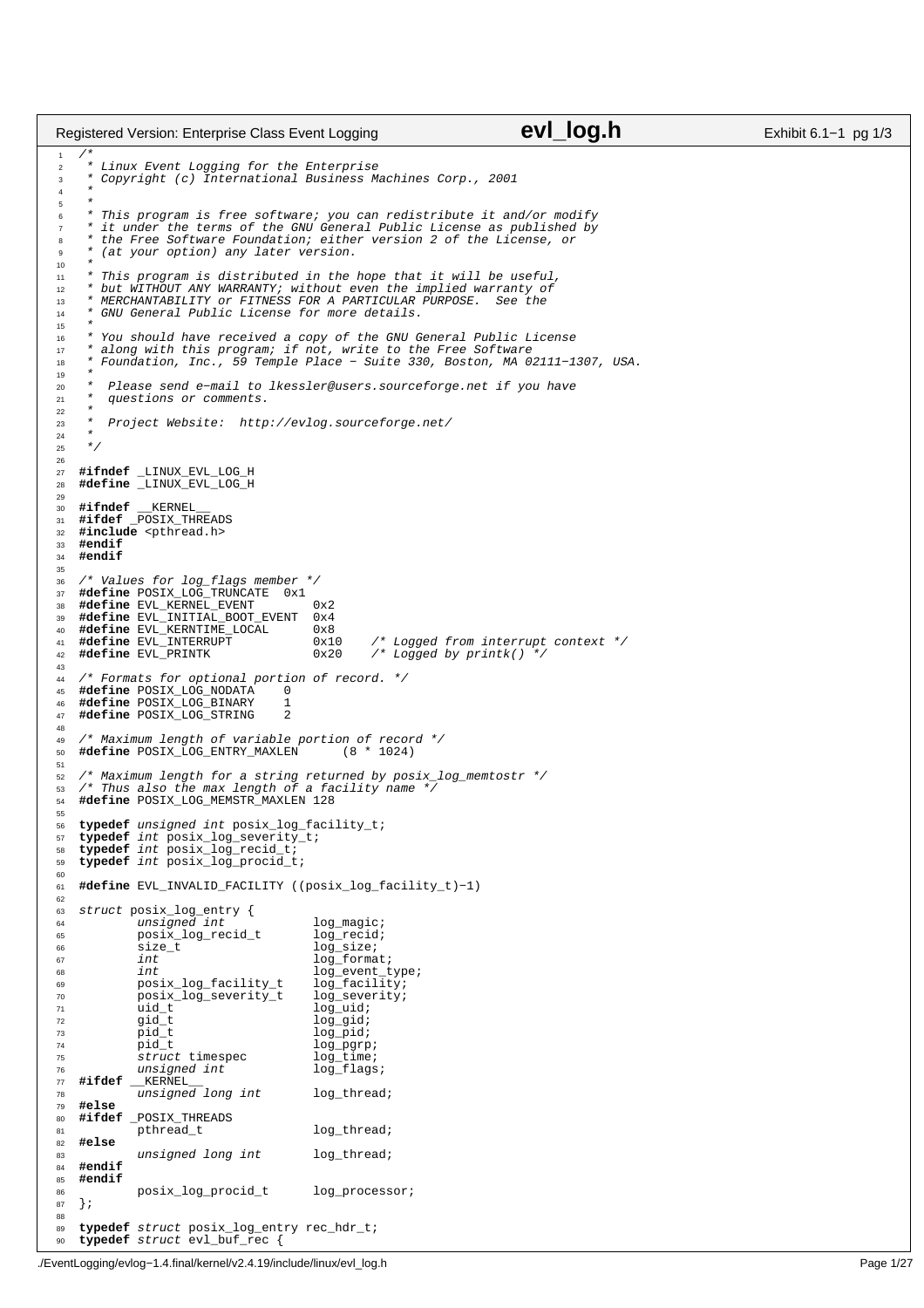```c
/*
 * Linux Event Logging for the Enterprise
 * Copyright (c) International Business Machines Corp., 2001
 *
 *
 * This program is free software; you can redistribute it and/or modify
 * it under the terms of the GNU General Public License as published by
 * the Free Software Foundation; either version 2 of the License, or
 * (at your option) any later version.
 *
 * This program is distributed in the hope that it will be useful,
 * but WITHOUT ANY WARRANTY; without even the implied warranty of
 * MERCHANTABILITY or FITNESS FOR A PARTICULAR PURPOSE.  See the
 * GNU General Public License for more details.
 *
 * You should have received a copy of the GNU General Public License
 * along with this program; if not, write to the Free Software
 * Foundation, Inc., 59 Temple Place - Suite 330, Boston, MA 02111-1307, USA.
 *
 *  Please send e-mail to lkessler@users.sourceforge.net if you have
 *  questions or comments.
 *
 *  Project Website:  http://evlog.sourceforge.net/
 *
 */

#ifndef _LINUX_EVL_LOG_H
#define _LINUX_EVL_LOG_H

#ifndef __KERNEL__
#ifdef _POSIX_THREADS
#include <pthread.h>
#endif
#endif

/* Values for log_flags member */
#define POSIX_LOG_TRUNCATE  0x1
#define EVL_KERNEL_EVENT        0x2
#define EVL_INITIAL_BOOT_EVENT  0x4
#define EVL_KERNTIME_LOCAL      0x8
#define EVL_INTERRUPT           0x10    /* Logged from interrupt context */
#define EVL_PRINTK              0x20    /* Logged by printk() */

/* Formats for optional portion of record. */
#define POSIX_LOG_NODATA    0
#define POSIX_LOG_BINARY    1
#define POSIX_LOG_STRING    2

/* Maximum length of variable portion of record */
#define POSIX_LOG_ENTRY_MAXLEN      (8 * 1024)

/* Maximum length for a string returned by posix_log_memtostr */
/* Thus also the max length of a facility name */
#define POSIX_LOG_MEMSTR_MAXLEN 128

typedef unsigned int posix_log_facility_t;
typedef int posix_log_severity_t;
typedef int posix_log_recid_t;
typedef int posix_log_procid_t;

#define EVL_INVALID_FACILITY ((posix_log_facility_t)-1)

struct posix_log_entry {
        unsigned int            log_magic;
        posix_log_recid_t       log_recid;
        size_t                  log_size;
        int                     log_format;
        int                     log_event_type;
        posix_log_facility_t    log_facility;
        posix_log_severity_t    log_severity;
        uid_t                   log_uid;
        gid_t                   log_gid;
        pid_t                   log_pid;
        pid_t                   log_pgrp;
        struct timespec         log_time;
        unsigned int            log_flags;
#ifdef __KERNEL__
        unsigned long int       log_thread;
#else
#ifdef _POSIX_THREADS
        pthread_t               log_thread;
#else
        unsigned long int       log_thread;
#endif
#endif
        posix_log_procid_t      log_processor;
};

typedef struct posix_log_entry rec_hdr_t;
typedef struct evl_buf_rec {
```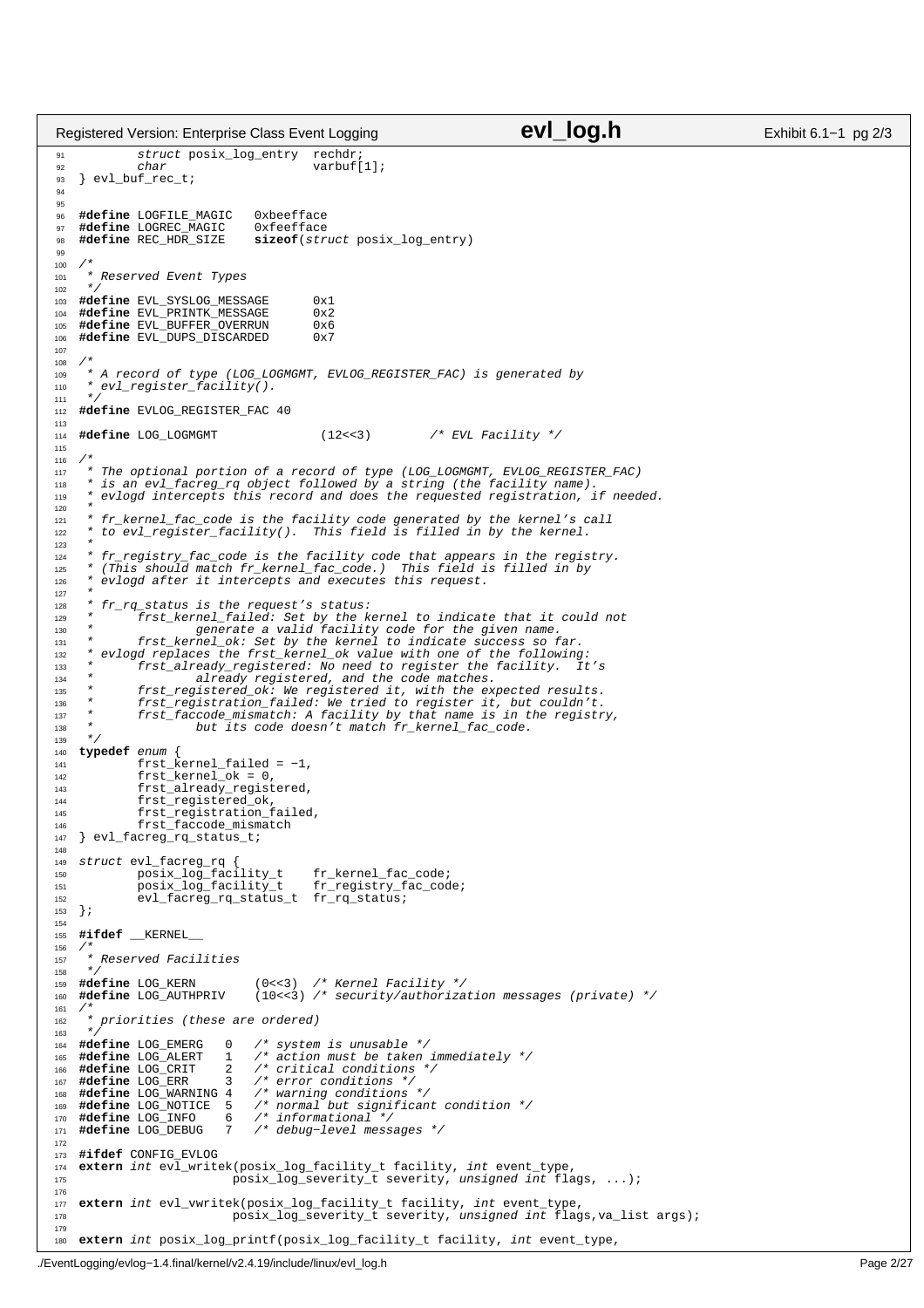```c
        struct posix_log_entry  rechdr;
        char                    varbuf[1];
} evl_buf_rec_t;


#define LOGFILE_MAGIC   0xbeefface
#define LOGREC_MAGIC    0xfeefface
#define REC_HDR_SIZE    sizeof(struct posix_log_entry)

/*
 * Reserved Event Types
 */
#define EVL_SYSLOG_MESSAGE      0x1
#define EVL_PRINTK_MESSAGE      0x2
#define EVL_BUFFER_OVERRUN      0x6
#define EVL_DUPS_DISCARDED      0x7

/*
 * A record of type (LOG_LOGMGMT, EVLOG_REGISTER_FAC) is generated by
 * evl_register_facility().
 */
#define EVLOG_REGISTER_FAC 40

#define LOG_LOGMGMT             (12<<3)         /* EVL Facility */

/*
 * The optional portion of a record of type (LOG_LOGMGMT, EVLOG_REGISTER_FAC)
 * is an evl_facreg_rq object followed by a string (the facility name).
 * evlogd intercepts this record and does the requested registration, if needed.
 *
 * fr_kernel_fac_code is the facility code generated by the kernel's call
 * to evl_register_facility().  This field is filled in by the kernel.
 *
 * fr_registry_fac_code is the facility code that appears in the registry.
 * (This should match fr_kernel_fac_code.)  This field is filled in by
 * evlogd after it intercepts and executes this request.
 *
 * fr_rq_status is the request's status:
 *      frst_kernel_failed: Set by the kernel to indicate that it could not
 *              generate a valid facility code for the given name.
 *      frst_kernel_ok: Set by the kernel to indicate success so far.
 * evlogd replaces the frst_kernel_ok value with one of the following:
 *      frst_already_registered: No need to register the facility.  It's
 *              already registered, and the code matches.
 *      frst_registered_ok: We registered it, with the expected results.
 *      frst_registration_failed: We tried to register it, but couldn't.
 *      frst_faccode_mismatch: A facility by that name is in the registry,
 *              but its code doesn't match fr_kernel_fac_code.
 */
typedef enum {
        frst_kernel_failed = -1,
        frst_kernel_ok = 0,
        frst_already_registered,
        frst_registered_ok,
        frst_registration_failed,
        frst_faccode_mismatch
} evl_facreg_rq_status_t;

struct evl_facreg_rq {
        posix_log_facility_t    fr_kernel_fac_code;
        posix_log_facility_t    fr_registry_fac_code;
        evl_facreg_rq_status_t  fr_rq_status;
};

#ifdef __KERNEL__
/*
 * Reserved Facilities
 */
#define LOG_KERN        (0<<3)  /* Kernel Facility */
#define LOG_AUTHPRIV    (10<<3) /* security/authorization messages (private) */
/*
 * priorities (these are ordered)
 */
#define LOG_EMERG   0   /* system is unusable */
#define LOG_ALERT   1   /* action must be taken immediately */
#define LOG_CRIT    2   /* critical conditions */
#define LOG_ERR     3   /* error conditions */
#define LOG_WARNING 4   /* warning conditions */
#define LOG_NOTICE  5   /* normal but significant condition */
#define LOG_INFO    6   /* informational */
#define LOG_DEBUG   7   /* debug-level messages */

#ifdef CONFIG_EVLOG
extern int evl_writek(posix_log_facility_t facility, int event_type,
                        posix_log_severity_t severity, unsigned int flags, ...);

extern int evl_vwritek(posix_log_facility_t facility, int event_type,
                        posix_log_severity_t severity, unsigned int flags,va_list args);

extern int posix_log_printf(posix_log_facility_t facility, int event_type,
```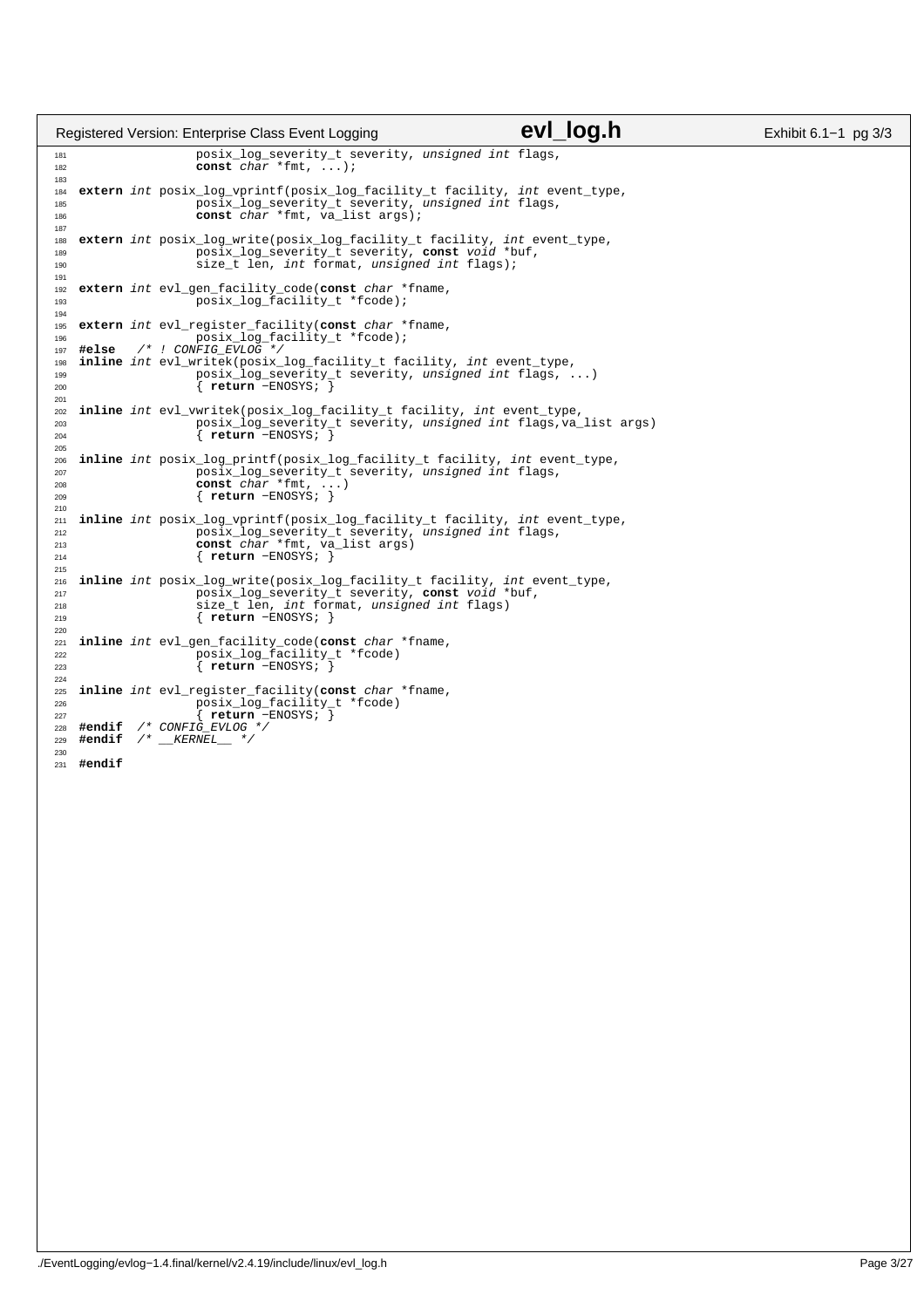```c
                 posix_log_severity_t severity, unsigned int flags,
                 const char *fmt, ...);

extern int posix_log_vprintf(posix_log_facility_t facility, int event_type,
                 posix_log_severity_t severity, unsigned int flags,
                 const char *fmt, va_list args);

extern int posix_log_write(posix_log_facility_t facility, int event_type,
                 posix_log_severity_t severity, const void *buf,
                 size_t len, int format, unsigned int flags);

extern int evl_gen_facility_code(const char *fname,
                 posix_log_facility_t *fcode);

extern int evl_register_facility(const char *fname,
                 posix_log_facility_t *fcode);
#else   /* ! CONFIG_EVLOG */
inline int evl_writek(posix_log_facility_t facility, int event_type,
                 posix_log_severity_t severity, unsigned int flags, ...)
                 { return -ENOSYS; }

inline int evl_vwritek(posix_log_facility_t facility, int event_type,
                 posix_log_severity_t severity, unsigned int flags,va_list args)
                 { return -ENOSYS; }

inline int posix_log_printf(posix_log_facility_t facility, int event_type,
                 posix_log_severity_t severity, unsigned int flags,
                 const char *fmt, ...)
                 { return -ENOSYS; }

inline int posix_log_vprintf(posix_log_facility_t facility, int event_type,
                 posix_log_severity_t severity, unsigned int flags,
                 const char *fmt, va_list args)
                 { return -ENOSYS; }

inline int posix_log_write(posix_log_facility_t facility, int event_type,
                 posix_log_severity_t severity, const void *buf,
                 size_t len, int format, unsigned int flags)
                 { return -ENOSYS; }

inline int evl_gen_facility_code(const char *fname,
                 posix_log_facility_t *fcode)
                 { return -ENOSYS; }

inline int evl_register_facility(const char *fname,
                 posix_log_facility_t *fcode)
                 { return -ENOSYS; }
#endif  /* CONFIG_EVLOG */
#endif  /* __KERNEL__ */

#endif
```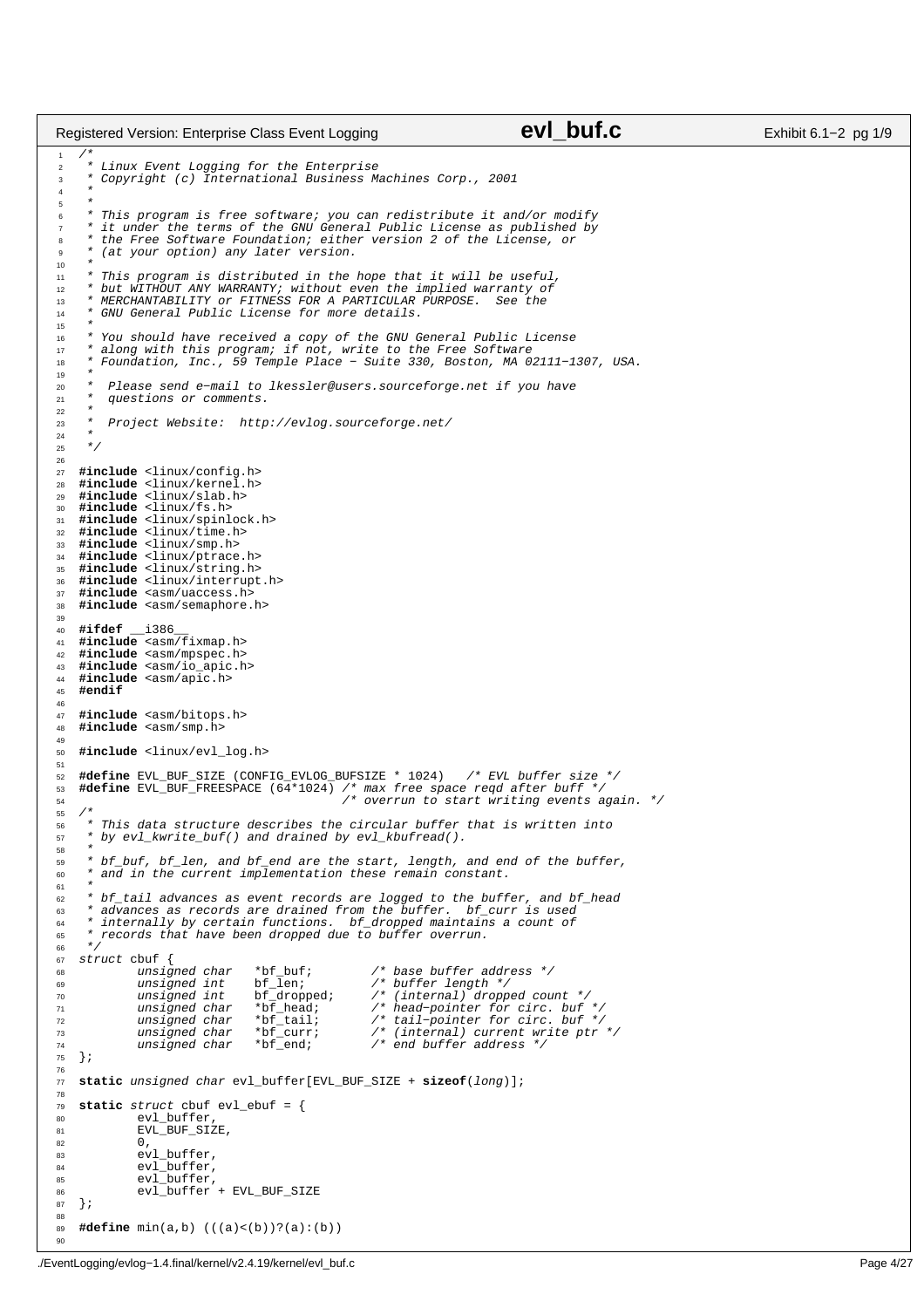```c
/*
 * Linux Event Logging for the Enterprise
 * Copyright (c) International Business Machines Corp., 2001
 *
 *
 * This program is free software; you can redistribute it and/or modify
 * it under the terms of the GNU General Public License as published by
 * the Free Software Foundation; either version 2 of the License, or
 * (at your option) any later version.
 *
 * This program is distributed in the hope that it will be useful,
 * but WITHOUT ANY WARRANTY; without even the implied warranty of
 * MERCHANTABILITY or FITNESS FOR A PARTICULAR PURPOSE.  See the
 * GNU General Public License for more details.
 *
 * You should have received a copy of the GNU General Public License
 * along with this program; if not, write to the Free Software
 * Foundation, Inc., 59 Temple Place - Suite 330, Boston, MA 02111-1307, USA.
 *
 *  Please send e-mail to lkessler@users.sourceforge.net if you have
 *  questions or comments.
 *
 *  Project Website:  http://evlog.sourceforge.net/
 *
 */

#include <linux/config.h>
#include <linux/kernel.h>
#include <linux/slab.h>
#include <linux/fs.h>
#include <linux/spinlock.h>
#include <linux/time.h>
#include <linux/smp.h>
#include <linux/ptrace.h>
#include <linux/string.h>
#include <linux/interrupt.h>
#include <asm/uaccess.h>
#include <asm/semaphore.h>

#ifdef __i386__
#include <asm/fixmap.h>
#include <asm/mpspec.h>
#include <asm/io_apic.h>
#include <asm/apic.h>
#endif

#include <asm/bitops.h>
#include <asm/smp.h>

#include <linux/evl_log.h>

#define EVL_BUF_SIZE (CONFIG_EVLOG_BUFSIZE * 1024)   /* EVL buffer size */
#define EVL_BUF_FREESPACE (64*1024) /* max free space reqd after buff */
                                    /* overrun to start writing events again. */
/*
 * This data structure describes the circular buffer that is written into
 * by evl_kwrite_buf() and drained by evl_kbufread().
 *
 * bf_buf, bf_len, and bf_end are the start, length, and end of the buffer,
 * and in the current implementation these remain constant.
 *
 * bf_tail advances as event records are logged to the buffer, and bf_head
 * advances as records are drained from the buffer.  bf_curr is used
 * internally by certain functions.  bf_dropped maintains a count of
 * records that have been dropped due to buffer overrun.
 */
struct cbuf {
        unsigned char   *bf_buf;        /* base buffer address */
        unsigned int    bf_len;         /* buffer length */
        unsigned int    bf_dropped;     /* (internal) dropped count */
        unsigned char   *bf_head;       /* head-pointer for circ. buf */
        unsigned char   *bf_tail;       /* tail-pointer for circ. buf */
        unsigned char   *bf_curr;       /* (internal) current write ptr */
        unsigned char   *bf_end;        /* end buffer address */
};

static unsigned char evl_buffer[EVL_BUF_SIZE + sizeof(long)];

static struct cbuf evl_ebuf = {
        evl_buffer,
        EVL_BUF_SIZE,
        0,
        evl_buffer,
        evl_buffer,
        evl_buffer,
        evl_buffer + EVL_BUF_SIZE
};

#define min(a,b) (((a)<(b))?(a):(b))
```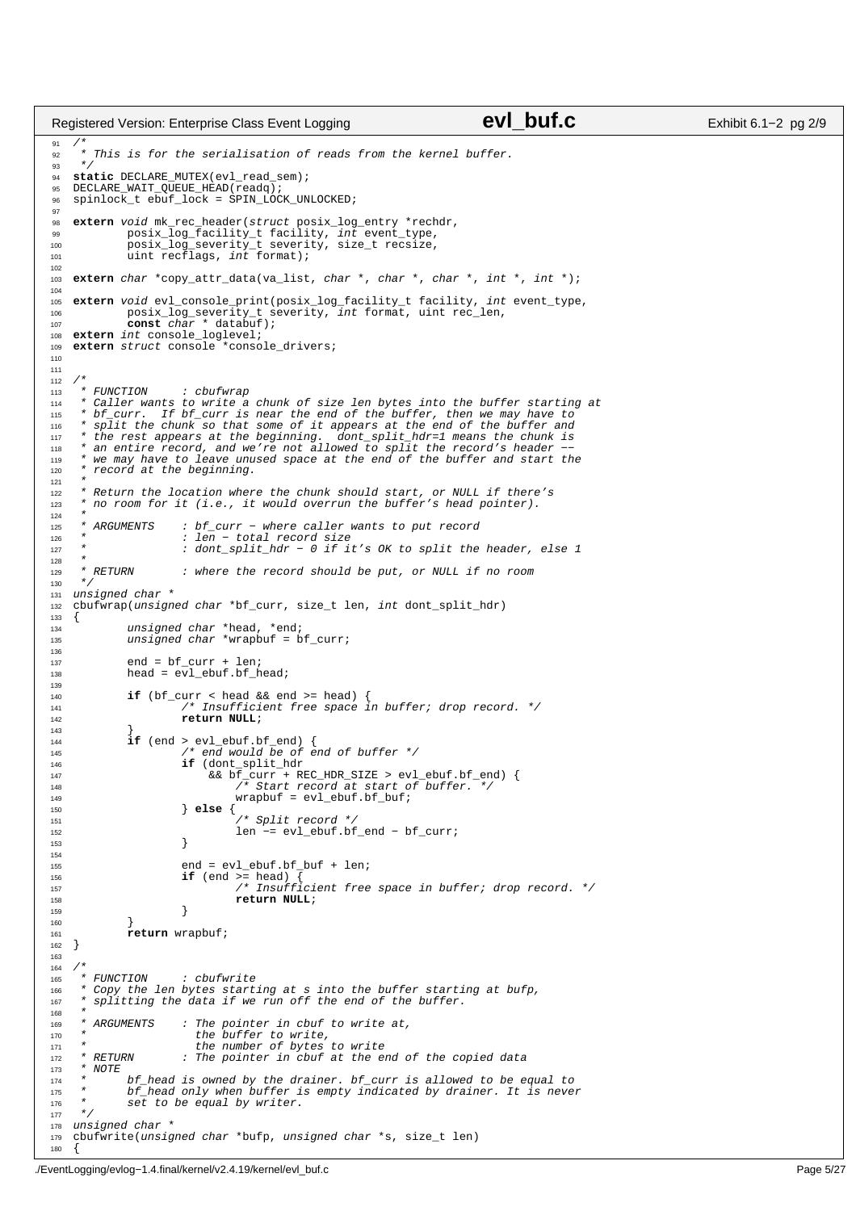```c
/*
 * This is for the serialisation of reads from the kernel buffer.
 */
static DECLARE_MUTEX(evl_read_sem);
DECLARE_WAIT_QUEUE_HEAD(readq);
spinlock_t ebuf_lock = SPIN_LOCK_UNLOCKED;

extern void mk_rec_header(struct posix_log_entry *rechdr,
        posix_log_facility_t facility, int event_type,
        posix_log_severity_t severity, size_t recsize,
        uint recflags, int format);

extern char *copy_attr_data(va_list, char *, char *, char *, int *, int *);

extern void evl_console_print(posix_log_facility_t facility, int event_type,
        posix_log_severity_t severity, int format, uint rec_len,
        const char * databuf);
extern int console_loglevel;
extern struct console *console_drivers;


/*
 * FUNCTION     : cbufwrap
 * Caller wants to write a chunk of size len bytes into the buffer starting at
 * bf_curr.  If bf_curr is near the end of the buffer, then we may have to
 * split the chunk so that some of it appears at the end of the buffer and
 * the rest appears at the beginning.  dont_split_hdr=1 means the chunk is
 * an entire record, and we're not allowed to split the record's header --
 * we may have to leave unused space at the end of the buffer and start the
 * record at the beginning.
 *
 * Return the location where the chunk should start, or NULL if there's
 * no room for it (i.e., it would overrun the buffer's head pointer).
 *
 * ARGUMENTS    : bf_curr - where caller wants to put record
 *              : len - total record size
 *              : dont_split_hdr - 0 if it's OK to split the header, else 1
 *
 * RETURN       : where the record should be put, or NULL if no room
 */
unsigned char *
cbufwrap(unsigned char *bf_curr, size_t len, int dont_split_hdr)
{
        unsigned char *head, *end;
        unsigned char *wrapbuf = bf_curr;

        end = bf_curr + len;
        head = evl_ebuf.bf_head;

        if (bf_curr < head && end >= head) {
                /* Insufficient free space in buffer; drop record. */
                return NULL;
        }
        if (end > evl_ebuf.bf_end) {
                /* end would be of end of buffer */
                if (dont_split_hdr
                     && bf_curr + REC_HDR_SIZE > evl_ebuf.bf_end) {
                        /* Start record at start of buffer. */
                        wrapbuf = evl_ebuf.bf_buf;
                } else {
                        /* Split record */
                        len -= evl_ebuf.bf_end - bf_curr;
                }

                end = evl_ebuf.bf_buf + len;
                if (end >= head) {
                        /* Insufficient free space in buffer; drop record. */
                        return NULL;
                }
        }
        return wrapbuf;
}

/*
 * FUNCTION     : cbufwrite
 * Copy the len bytes starting at s into the buffer starting at bufp,
 * splitting the data if we run off the end of the buffer.
 *
 * ARGUMENTS    : The pointer in cbuf to write at,
 *                the buffer to write,
 *                the number of bytes to write
 * RETURN       : The pointer in cbuf at the end of the copied data
 * NOTE
 *      bf_head is owned by the drainer. bf_curr is allowed to be equal to
 *      bf_head only when buffer is empty indicated by drainer. It is never
 *      set to be equal by writer.
 */
unsigned char *
cbufwrite(unsigned char *bufp, unsigned char *s, size_t len)
{
```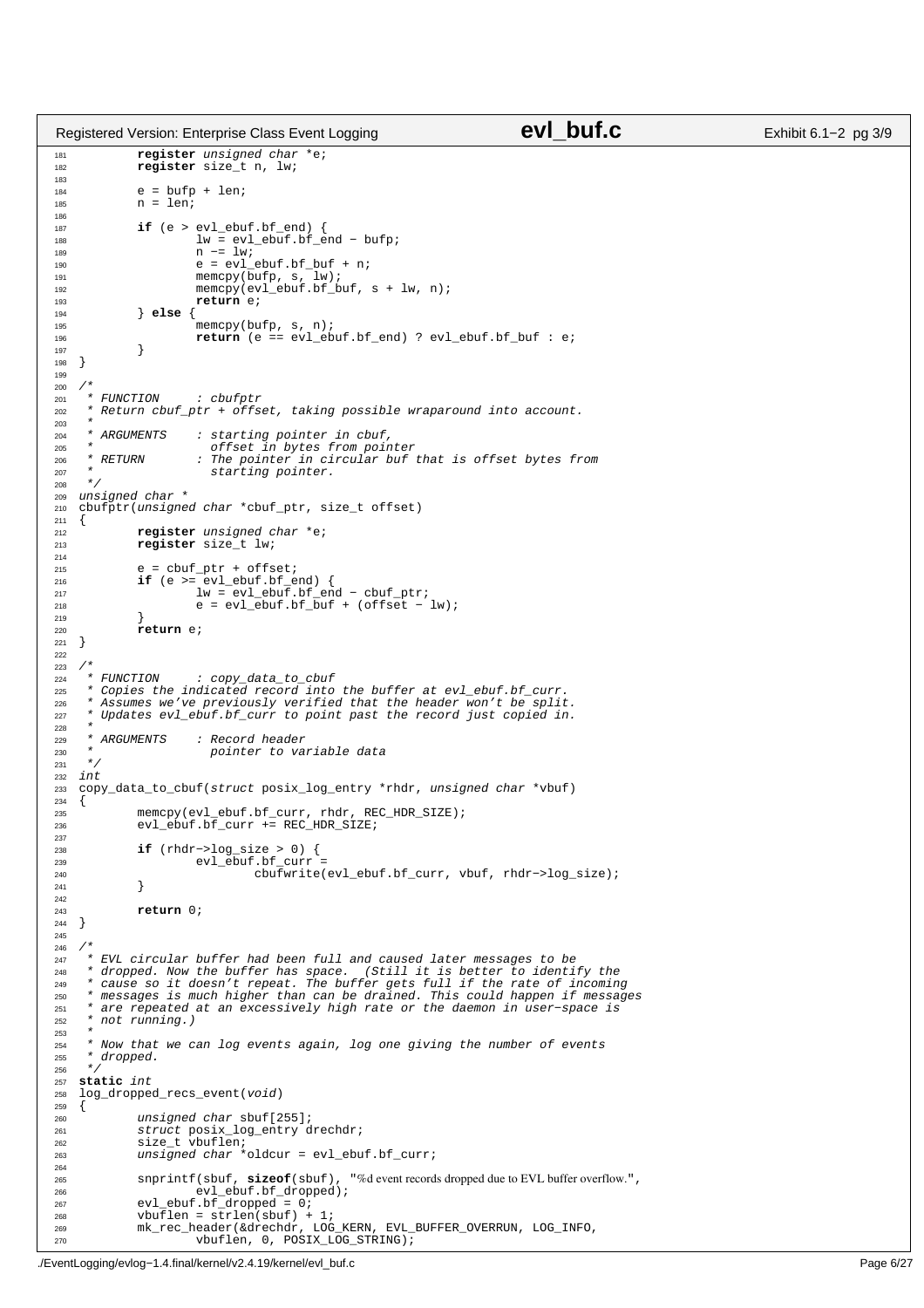```c
        register unsigned char *e;
        register size_t n, lw;

        e = bufp + len;
        n = len;

        if (e > evl_ebuf.bf_end) {
                lw = evl_ebuf.bf_end - bufp;
                n -= lw;
                e = evl_ebuf.bf_buf + n;
                memcpy(bufp, s, lw);
                memcpy(evl_ebuf.bf_buf, s + lw, n);
                return e;
        } else {
                memcpy(bufp, s, n);
                return (e == evl_ebuf.bf_end) ? evl_ebuf.bf_buf : e;
        }
}

/*
 * FUNCTION     : cbufptr
 * Return cbuf_ptr + offset, taking possible wraparound into account.
 *
 * ARGUMENTS    : starting pointer in cbuf,
 *                offset in bytes from pointer
 * RETURN       : The pointer in circular buf that is offset bytes from
 *                starting pointer.
 */
unsigned char *
cbufptr(unsigned char *cbuf_ptr, size_t offset)
{
        register unsigned char *e;
        register size_t lw;

        e = cbuf_ptr + offset;
        if (e >= evl_ebuf.bf_end) {
                lw = evl_ebuf.bf_end - cbuf_ptr;
                e = evl_ebuf.bf_buf + (offset - lw);
        }
        return e;
}

/*
 * FUNCTION     : copy_data_to_cbuf
 * Copies the indicated record into the buffer at evl_ebuf.bf_curr.
 * Assumes we've previously verified that the header won't be split.
 * Updates evl_ebuf.bf_curr to point past the record just copied in.
 *
 * ARGUMENTS    : Record header
 *                pointer to variable data
 */
int
copy_data_to_cbuf(struct posix_log_entry *rhdr, unsigned char *vbuf)
{
        memcpy(evl_ebuf.bf_curr, rhdr, REC_HDR_SIZE);
        evl_ebuf.bf_curr += REC_HDR_SIZE;

        if (rhdr->log_size > 0) {
                evl_ebuf.bf_curr =
                        cbufwrite(evl_ebuf.bf_curr, vbuf, rhdr->log_size);
        }

        return 0;
}

/*
 * EVL circular buffer had been full and caused later messages to be
 * dropped. Now the buffer has space.  (Still it is better to identify the
 * cause so it doesn't repeat. The buffer gets full if the rate of incoming
 * messages is much higher than can be drained. This could happen if messages
 * are repeated at an excessively high rate or the daemon in user-space is
 * not running.)
 *
 * Now that we can log events again, log one giving the number of events
 * dropped.
 */
static int
log_dropped_recs_event(void)
{
        unsigned char sbuf[255];
        struct posix_log_entry drechdr;
        size_t vbuflen;
        unsigned char *oldcur = evl_ebuf.bf_curr;

        snprintf(sbuf, sizeof(sbuf), "%d event records dropped due to EVL buffer overflow.",
                evl_ebuf.bf_dropped);
        evl_ebuf.bf_dropped = 0;
        vbuflen = strlen(sbuf) + 1;
        mk_rec_header(&drechdr, LOG_KERN, EVL_BUFFER_OVERRUN, LOG_INFO,
                vbuflen, 0, POSIX_LOG_STRING);
```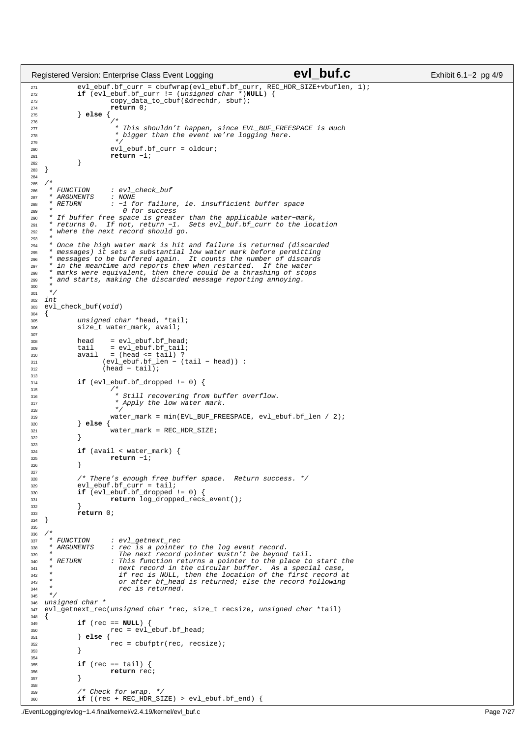```c
	evl_ebuf.bf_curr = cbufwrap(evl_ebuf.bf_curr, REC_HDR_SIZE+vbuflen, 1);
	if (evl_ebuf.bf_curr != (unsigned char *)NULL) {
		copy_data_to_cbuf(&drechdr, sbuf);
		return 0;
	} else {
		/*
		 * This shouldn't happen, since EVL_BUF_FREESPACE is much
		 * bigger than the event we're logging here.
		 */
		evl_ebuf.bf_curr = oldcur;
		return -1;
	}
}

/*
 * FUNCTION     : evl_check_buf
 * ARGUMENTS    : NONE
 * RETURN       : -1 for failure, ie. insufficient buffer space
 *                 0 for success
 * If buffer free space is greater than the applicable water-mark,
 * returns 0.  If not, return -1.  Sets evl_buf.bf_curr to the location
 * where the next record should go.
 *
 * Once the high water mark is hit and failure is returned (discarded
 * messages) it sets a substantial low water mark before permitting
 * messages to be buffered again.  It counts the number of discards
 * in the meantime and reports them when restarted.  If the water
 * marks were equivalent, then there could be a thrashing of stops
 * and starts, making the discarded message reporting annoying.
 *
 */
int
evl_check_buf(void)
{
	unsigned char *head, *tail;
	size_t water_mark, avail;

	head    = evl_ebuf.bf_head;
	tail    = evl_ebuf.bf_tail;
	avail   = (head <= tail) ?
	          (evl_ebuf.bf_len - (tail - head)) :
	          (head - tail);

	if (evl_ebuf.bf_dropped != 0) {
		/*
		 * Still recovering from buffer overflow.
		 * Apply the low water mark.
		 */
		water_mark = min(EVL_BUF_FREESPACE, evl_ebuf.bf_len / 2);
	} else {
		water_mark = REC_HDR_SIZE;
	}

	if (avail < water_mark) {
		return -1;
	}

	/* There's enough free buffer space.  Return success. */
	evl_ebuf.bf_curr = tail;
	if (evl_ebuf.bf_dropped != 0) {
		return log_dropped_recs_event();
	}
	return 0;
}

/*
 * FUNCTION     : evl_getnext_rec
 * ARGUMENTS    : rec is a pointer to the log event record.
 *                The next record pointer mustn't be beyond tail.
 * RETURN       : This function returns a pointer to the place to start the
 *                next record in the circular buffer.  As a special case,
 *                if rec is NULL, then the location of the first record at
 *                or after bf_head is returned; else the record following
 *                rec is returned.
 */
unsigned char *
evl_getnext_rec(unsigned char *rec, size_t recsize, unsigned char *tail)
{
	if (rec == NULL) {
		rec = evl_ebuf.bf_head;
	} else {
		rec = cbufptr(rec, recsize);
	}

	if (rec == tail) {
		return rec;
	}

	/* Check for wrap. */
	if ((rec + REC_HDR_SIZE) > evl_ebuf.bf_end) {
```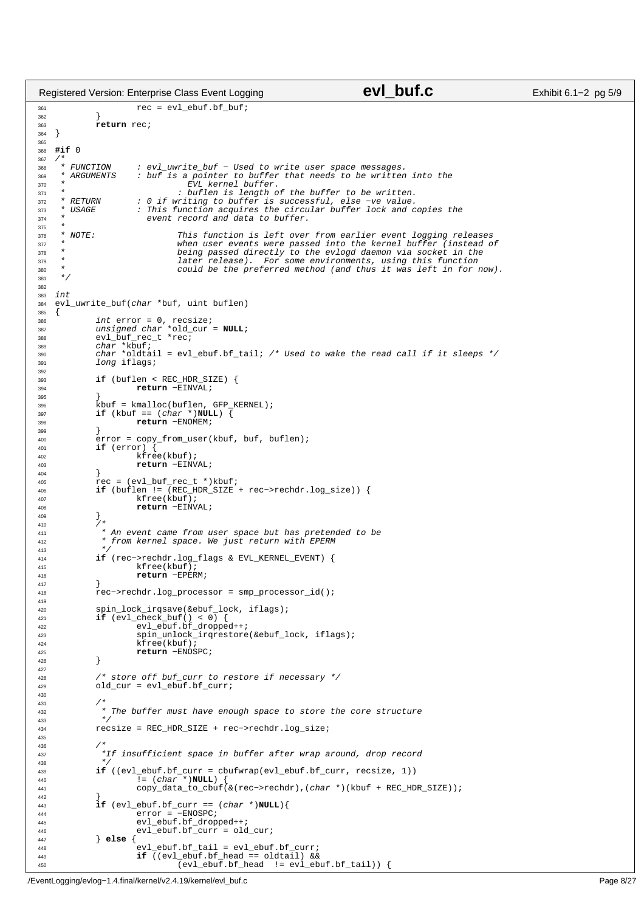```c
                rec = evl_ebuf.bf_buf;
        }
        return rec;
}

#if 0
/*
 * FUNCTION     : evl_uwrite_buf - Used to write user space messages.
 * ARGUMENTS    : buf is a pointer to buffer that needs to be written into the
 *                        EVL kernel buffer.
 *                      : buflen is length of the buffer to be written.
 * RETURN       : 0 if writing to buffer is successful, else -ve value.
 * USAGE        : This function acquires the circular buffer lock and copies the
 *                  event record and data to buffer.
 *
 * NOTE:                This function is left over from earlier event logging releases
 *                      when user events were passed into the kernel buffer (instead of
 *                      being passed directly to the evlogd daemon via socket in the
 *                      later release).  For some environments, using this function
 *                      could be the preferred method (and thus it was left in for now).
 */

int
evl_uwrite_buf(char *buf, uint buflen)
{
        int error = 0, recsize;
        unsigned char *old_cur = NULL;
        evl_buf_rec_t *rec;
        char *kbuf;
        char *oldtail = evl_ebuf.bf_tail; /* Used to wake the read call if it sleeps */
        long iflags;

        if (buflen < REC_HDR_SIZE) {
                return -EINVAL;
        }
        kbuf = kmalloc(buflen, GFP_KERNEL);
        if (kbuf == (char *)NULL) {
                return -ENOMEM;
        }
        error = copy_from_user(kbuf, buf, buflen);
        if (error) {
                kfree(kbuf);
                return -EINVAL;
        }
        rec = (evl_buf_rec_t *)kbuf;
        if (buflen != (REC_HDR_SIZE + rec->rechdr.log_size)) {
                kfree(kbuf);
                return -EINVAL;
        }
        /*
         * An event came from user space but has pretended to be
         * from kernel space. We just return with EPERM
         */
        if (rec->rechdr.log_flags & EVL_KERNEL_EVENT) {
                kfree(kbuf);
                return -EPERM;
        }
        rec->rechdr.log_processor = smp_processor_id();

        spin_lock_irqsave(&ebuf_lock, iflags);
        if (evl_check_buf() < 0) {
                evl_ebuf.bf_dropped++;
                spin_unlock_irqrestore(&ebuf_lock, iflags);
                kfree(kbuf);
                return -ENOSPC;
        }

        /* store off buf_curr to restore if necessary */
        old_cur = evl_ebuf.bf_curr;

        /*
         * The buffer must have enough space to store the core structure
         */
        recsize = REC_HDR_SIZE + rec->rechdr.log_size;

        /*
         *If insufficient space in buffer after wrap around, drop record
         */
        if ((evl_ebuf.bf_curr = cbufwrap(evl_ebuf.bf_curr, recsize, 1))
                != (char *)NULL) {
                copy_data_to_cbuf(&(rec->rechdr),(char *)(kbuf + REC_HDR_SIZE));
        }
        if (evl_ebuf.bf_curr == (char *)NULL){
                error = -ENOSPC;
                evl_ebuf.bf_dropped++;
                evl_ebuf.bf_curr = old_cur;
        } else {
                evl_ebuf.bf_tail = evl_ebuf.bf_curr;
                if ((evl_ebuf.bf_head == oldtail) &&
                        (evl_ebuf.bf_head  != evl_ebuf.bf_tail)) {
```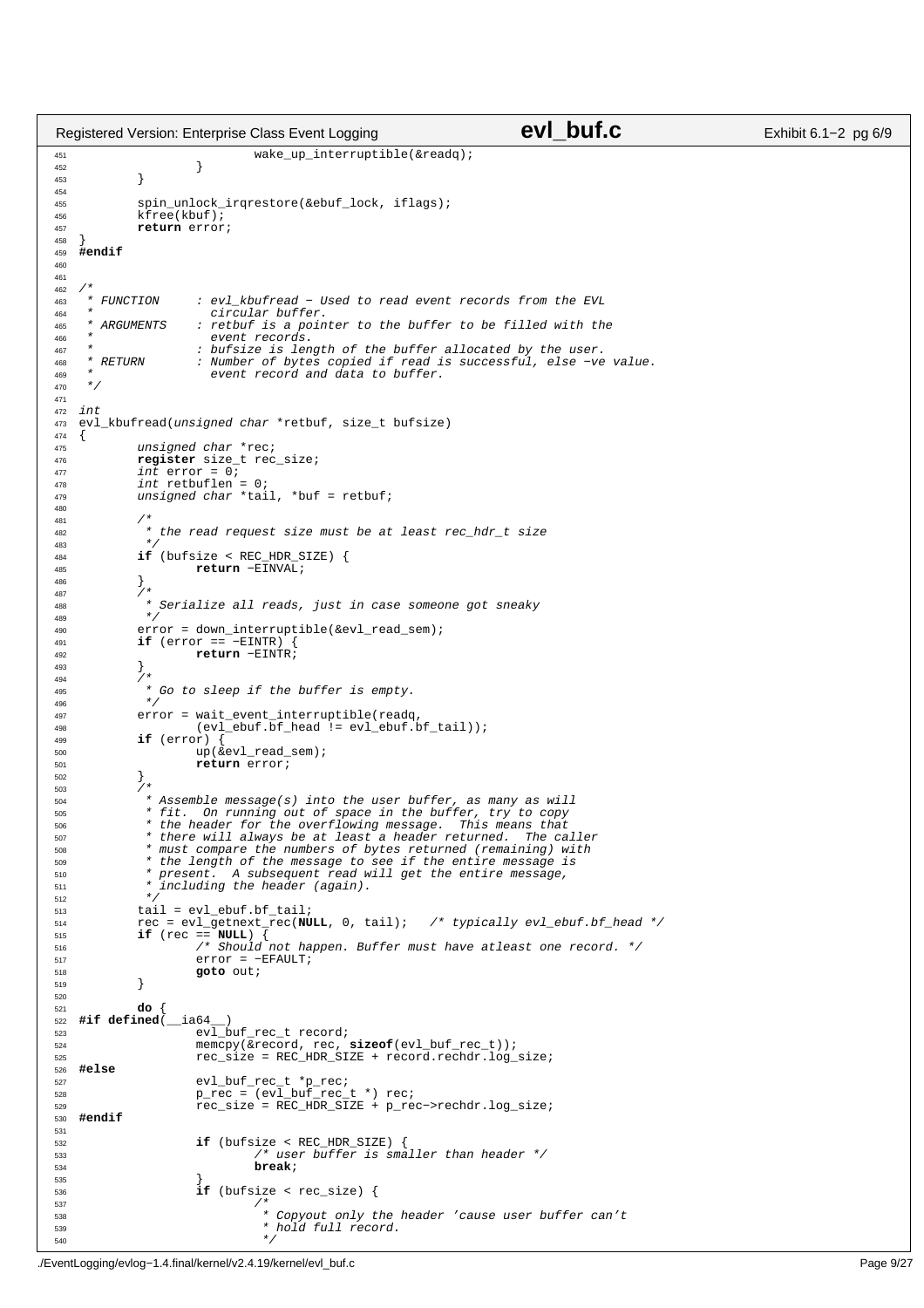```c
                        wake_up_interruptible(&readq);
                }
        }

        spin_unlock_irqrestore(&ebuf_lock, iflags);
        kfree(kbuf);
        return error;
}
#endif


/*
 * FUNCTION     : evl_kbufread - Used to read event records from the EVL
 *                circular buffer.
 * ARGUMENTS    : retbuf is a pointer to the buffer to be filled with the
 *                event records.
 *              : bufsize is length of the buffer allocated by the user.
 * RETURN       : Number of bytes copied if read is successful, else -ve value.
 *                event record and data to buffer.
 */

int
evl_kbufread(unsigned char *retbuf, size_t bufsize)
{
        unsigned char *rec;
        register size_t rec_size;
        int error = 0;
        int retbuflen = 0;
        unsigned char *tail, *buf = retbuf;

        /*
         * the read request size must be at least rec_hdr_t size
         */
        if (bufsize < REC_HDR_SIZE) {
                return -EINVAL;
        }
        /*
         * Serialize all reads, just in case someone got sneaky
         */
        error = down_interruptible(&evl_read_sem);
        if (error == -EINTR) {
                return -EINTR;
        }
        /*
         * Go to sleep if the buffer is empty.
         */
        error = wait_event_interruptible(readq,
                (evl_ebuf.bf_head != evl_ebuf.bf_tail));
        if (error) {
                up(&evl_read_sem);
                return error;
        }
        /*
         * Assemble message(s) into the user buffer, as many as will
         * fit.  On running out of space in the buffer, try to copy
         * the header for the overflowing message.  This means that
         * there will always be at least a header returned.  The caller
         * must compare the numbers of bytes returned (remaining) with
         * the length of the message to see if the entire message is
         * present.  A subsequent read will get the entire message,
         * including the header (again).
         */
        tail = evl_ebuf.bf_tail;
        rec = evl_getnext_rec(NULL, 0, tail);   /* typically evl_ebuf.bf_head */
        if (rec == NULL) {
                /* Should not happen. Buffer must have atleast one record. */
                error = -EFAULT;
                goto out;
        }

        do {
#if defined(__ia64__)
                evl_buf_rec_t record;
                memcpy(&record, rec, sizeof(evl_buf_rec_t));
                rec_size = REC_HDR_SIZE + record.rechdr.log_size;
#else
                evl_buf_rec_t *p_rec;
                p_rec = (evl_buf_rec_t *) rec;
                rec_size = REC_HDR_SIZE + p_rec->rechdr.log_size;
#endif

                if (bufsize < REC_HDR_SIZE) {
                        /* user buffer is smaller than header */
                        break;
                }
                if (bufsize < rec_size) {
                        /*
                         * Copyout only the header 'cause user buffer can't
                         * hold full record.
                         */
```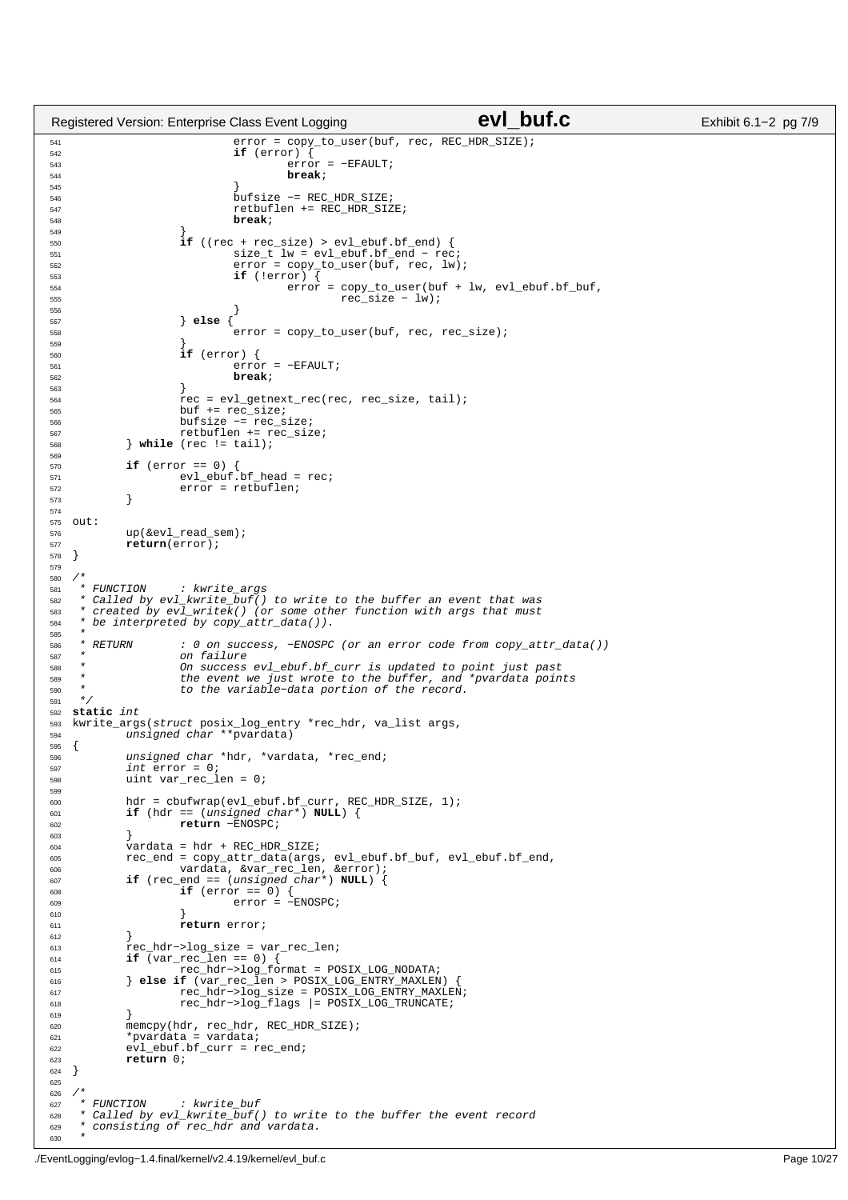```c
                        error = copy_to_user(buf, rec, REC_HDR_SIZE);
                        if (error) {
                                error = -EFAULT;
                                break;
                        }
                        bufsize -= REC_HDR_SIZE;
                        retbuflen += REC_HDR_SIZE;
                        break;
                }
                if ((rec + rec_size) > evl_ebuf.bf_end) {
                        size_t lw = evl_ebuf.bf_end - rec;
                        error = copy_to_user(buf, rec, lw);
                        if (!error) {
                                error = copy_to_user(buf + lw, evl_ebuf.bf_buf,
                                        rec_size - lw);
                        }
                } else {
                        error = copy_to_user(buf, rec, rec_size);
                }
                if (error) {
                        error = -EFAULT;
                        break;
                }
                rec = evl_getnext_rec(rec, rec_size, tail);
                buf += rec_size;
                bufsize -= rec_size;
                retbuflen += rec_size;
        } while (rec != tail);

        if (error == 0) {
                evl_ebuf.bf_head = rec;
                error = retbuflen;
        }

out:
        up(&evl_read_sem);
        return(error);
}

/*
 * FUNCTION     : kwrite_args
 * Called by evl_kwrite_buf() to write to the buffer an event that was
 * created by evl_writek() (or some other function with args that must
 * be interpreted by copy_attr_data()).
 *
 * RETURN       : 0 on success, -ENOSPC (or an error code from copy_attr_data())
 *                on failure
 *                On success evl_ebuf.bf_curr is updated to point just past
 *                the event we just wrote to the buffer, and *pvardata points
 *                to the variable-data portion of the record.
 */
static int
kwrite_args(struct posix_log_entry *rec_hdr, va_list args,
        unsigned char **pvardata)
{
        unsigned char *hdr, *vardata, *rec_end;
        int error = 0;
        uint var_rec_len = 0;

        hdr = cbufwrap(evl_ebuf.bf_curr, REC_HDR_SIZE, 1);
        if (hdr == (unsigned char*) NULL) {
                return -ENOSPC;
        }
        vardata = hdr + REC_HDR_SIZE;
        rec_end = copy_attr_data(args, evl_ebuf.bf_buf, evl_ebuf.bf_end,
                vardata, &var_rec_len, &error);
        if (rec_end == (unsigned char*) NULL) {
                if (error == 0) {
                        error = -ENOSPC;
                }
                return error;
        }
        rec_hdr->log_size = var_rec_len;
        if (var_rec_len == 0) {
                rec_hdr->log_format = POSIX_LOG_NODATA;
        } else if (var_rec_len > POSIX_LOG_ENTRY_MAXLEN) {
                rec_hdr->log_size = POSIX_LOG_ENTRY_MAXLEN;
                rec_hdr->log_flags |= POSIX_LOG_TRUNCATE;
        }
        memcpy(hdr, rec_hdr, REC_HDR_SIZE);
        *pvardata = vardata;
        evl_ebuf.bf_curr = rec_end;
        return 0;
}

/*
 * FUNCTION     : kwrite_buf
 * Called by evl_kwrite_buf() to write to the buffer the event record
 * consisting of rec_hdr and vardata.
 *
```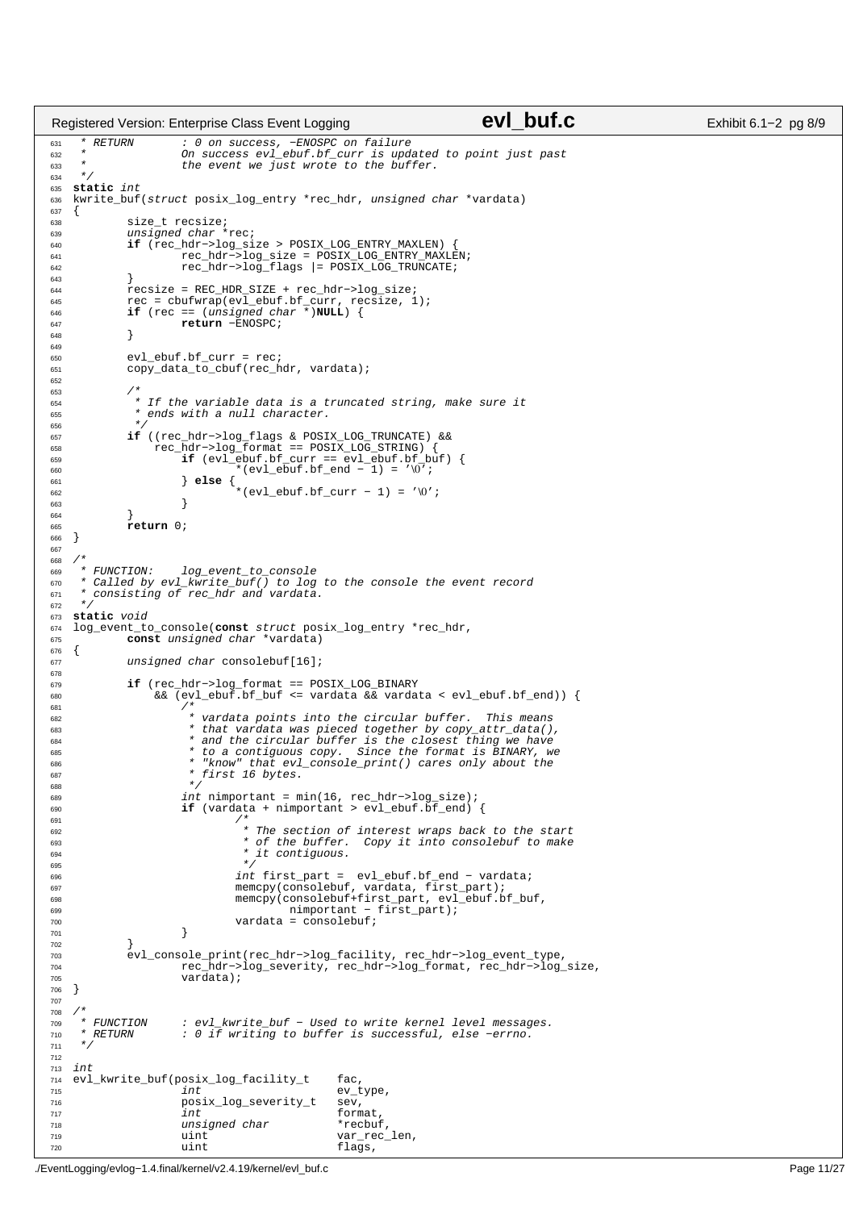```c
 * RETURN       : 0 on success, -ENOSPC on failure
 *                On success evl_ebuf.bf_curr is updated to point just past
 *                the event we just wrote to the buffer.
 */
static int
kwrite_buf(struct posix_log_entry *rec_hdr, unsigned char *vardata)
{
        size_t recsize;
        unsigned char *rec;
        if (rec_hdr->log_size > POSIX_LOG_ENTRY_MAXLEN) {
                rec_hdr->log_size = POSIX_LOG_ENTRY_MAXLEN;
                rec_hdr->log_flags |= POSIX_LOG_TRUNCATE;
        }
        recsize = REC_HDR_SIZE + rec_hdr->log_size;
        rec = cbufwrap(evl_ebuf.bf_curr, recsize, 1);
        if (rec == (unsigned char *)NULL) {
                return -ENOSPC;
        }

        evl_ebuf.bf_curr = rec;
        copy_data_to_cbuf(rec_hdr, vardata);

        /*
         * If the variable data is a truncated string, make sure it
         * ends with a null character.
         */
        if ((rec_hdr->log_flags & POSIX_LOG_TRUNCATE) &&
            rec_hdr->log_format == POSIX_LOG_STRING) {
                if (evl_ebuf.bf_curr == evl_ebuf.bf_buf) {
                        *(evl_ebuf.bf_end - 1) = '\0';
                } else {
                        *(evl_ebuf.bf_curr - 1) = '\0';
                }
        }
        return 0;
}

/*
 * FUNCTION:    log_event_to_console
 * Called by evl_kwrite_buf() to log to the console the event record
 * consisting of rec_hdr and vardata.
 */
static void
log_event_to_console(const struct posix_log_entry *rec_hdr,
        const unsigned char *vardata)
{
        unsigned char consolebuf[16];

        if (rec_hdr->log_format == POSIX_LOG_BINARY
            && (evl_ebuf.bf_buf <= vardata && vardata < evl_ebuf.bf_end)) {
                /*
                 * vardata points into the circular buffer.  This means
                 * that vardata was pieced together by copy_attr_data(),
                 * and the circular buffer is the closest thing we have
                 * to a contiguous copy.  Since the format is BINARY, we
                 * "know" that evl_console_print() cares only about the
                 * first 16 bytes.
                 */
                int nimportant = min(16, rec_hdr->log_size);
                if (vardata + nimportant > evl_ebuf.bf_end) {
                        /*
                         * The section of interest wraps back to the start
                         * of the buffer.  Copy it into consolebuf to make
                         * it contiguous.
                         */
                        int first_part =  evl_ebuf.bf_end - vardata;
                        memcpy(consolebuf, vardata, first_part);
                        memcpy(consolebuf+first_part, evl_ebuf.bf_buf,
                                nimportant - first_part);
                        vardata = consolebuf;
                }
        }
        evl_console_print(rec_hdr->log_facility, rec_hdr->log_event_type,
                rec_hdr->log_severity, rec_hdr->log_format, rec_hdr->log_size,
                vardata);
}

/*
 * FUNCTION     : evl_kwrite_buf - Used to write kernel level messages.
 * RETURN       : 0 if writing to buffer is successful, else -errno.
 */

int
evl_kwrite_buf(posix_log_facility_t    fac,
                int                     ev_type,
                posix_log_severity_t    sev,
                int                     format,
                unsigned char           *recbuf,
                uint                    var_rec_len,
                uint                    flags,
```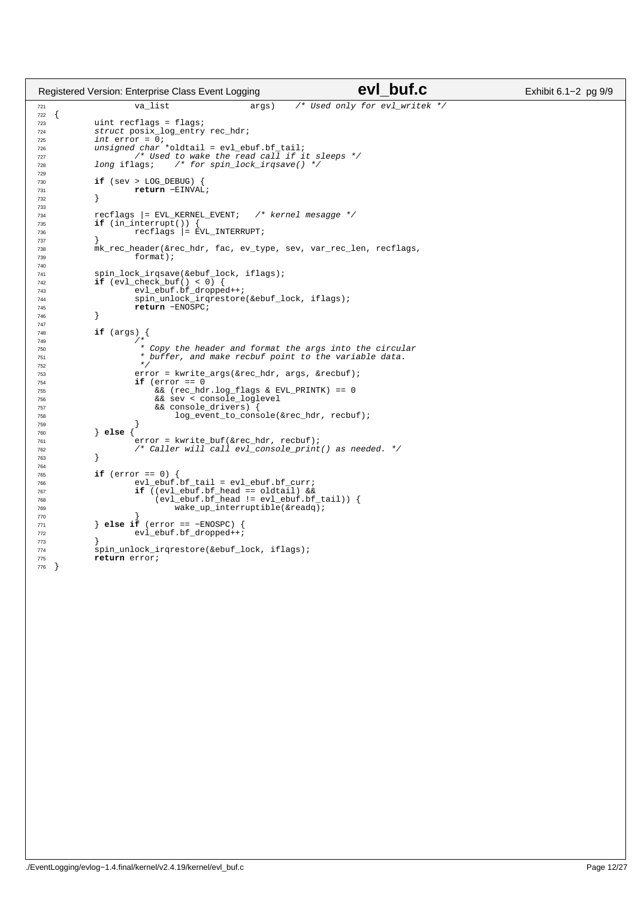```
721                 va_list                 args)   /* Used only for evl_writek */
722 {
723         uint recflags = flags;
724         struct posix_log_entry rec_hdr;
725         int error = 0;
726         unsigned char *oldtail = evl_ebuf.bf_tail;
727                 /* Used to wake the read call if it sleeps */
728         long iflags;    /* for spin_lock_irqsave() */
729 
730         if (sev > LOG_DEBUG) {
731                 return -EINVAL;
732         }
733 
734         recflags |= EVL_KERNEL_EVENT;   /* kernel mesagge */
735         if (in_interrupt()) {
736                 recflags |= EVL_INTERRUPT;
737         }
738         mk_rec_header(&rec_hdr, fac, ev_type, sev, var_rec_len, recflags,
739                 format);
740 
741         spin_lock_irqsave(&ebuf_lock, iflags);
742         if (evl_check_buf() < 0) {
743                 evl_ebuf.bf_dropped++;
744                 spin_unlock_irqrestore(&ebuf_lock, iflags);
745                 return -ENOSPC;
746         }
747 
748         if (args) {
749                 /*
750                  * Copy the header and format the args into the circular
751                  * buffer, and make recbuf point to the variable data.
752                  */
753                 error = kwrite_args(&rec_hdr, args, &recbuf);
754                 if (error == 0
755                     && (rec_hdr.log_flags & EVL_PRINTK) == 0
756                     && sev < console_loglevel
757                     && console_drivers) {
758                         log_event_to_console(&rec_hdr, recbuf);
759                 }
760         } else {
761                 error = kwrite_buf(&rec_hdr, recbuf);
762                 /* Caller will call evl_console_print() as needed. */
763         }
764 
765         if (error == 0) {
766                 evl_ebuf.bf_tail = evl_ebuf.bf_curr;
767                 if ((evl_ebuf.bf_head == oldtail) &&
768                     (evl_ebuf.bf_head != evl_ebuf.bf_tail)) {
769                         wake_up_interruptible(&readq);
770                 }
771         } else if (error == -ENOSPC) {
772                 evl_ebuf.bf_dropped++;
773         }
774         spin_unlock_irqrestore(&ebuf_lock, iflags);
775         return error;
776 }
```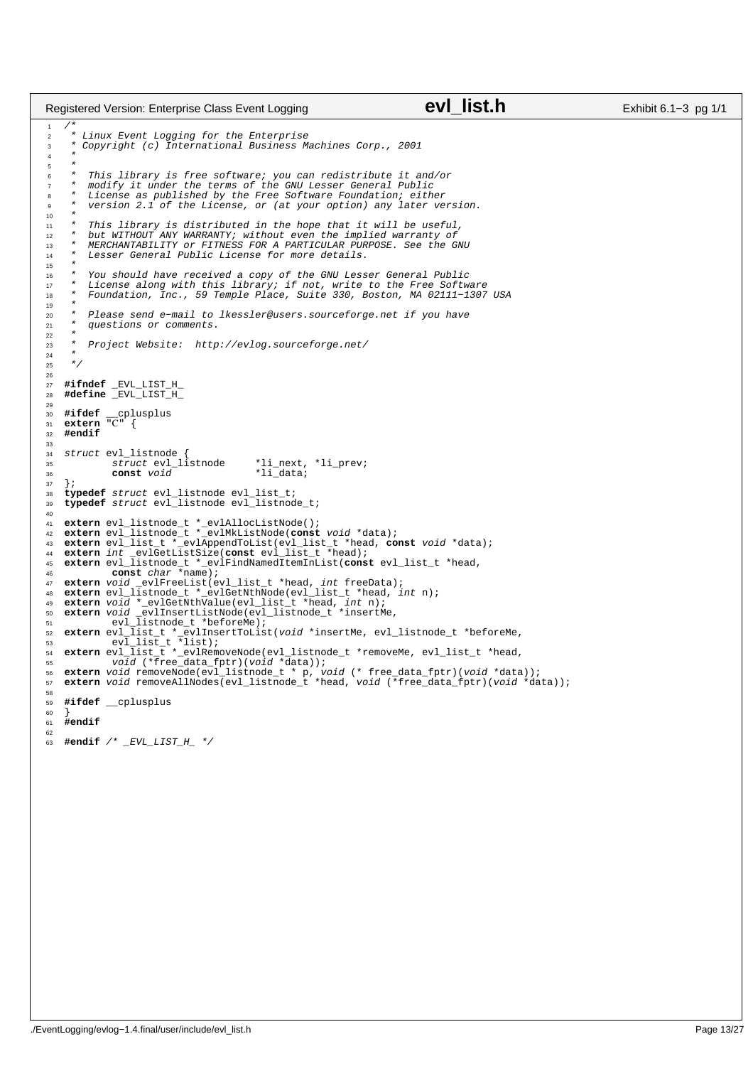```c
/*
 * Linux Event Logging for the Enterprise
 * Copyright (c) International Business Machines Corp., 2001
 *
 *
 *  This library is free software; you can redistribute it and/or
 *  modify it under the terms of the GNU Lesser General Public
 *  License as published by the Free Software Foundation; either
 *  version 2.1 of the License, or (at your option) any later version.
 *
 *  This library is distributed in the hope that it will be useful,
 *  but WITHOUT ANY WARRANTY; without even the implied warranty of
 *  MERCHANTABILITY or FITNESS FOR A PARTICULAR PURPOSE. See the GNU
 *  Lesser General Public License for more details.
 *
 *  You should have received a copy of the GNU Lesser General Public
 *  License along with this library; if not, write to the Free Software
 *  Foundation, Inc., 59 Temple Place, Suite 330, Boston, MA 02111-1307 USA
 *
 *  Please send e-mail to lkessler@users.sourceforge.net if you have
 *  questions or comments.
 *
 *  Project Website:  http://evlog.sourceforge.net/
 *
 */

#ifndef _EVL_LIST_H_
#define _EVL_LIST_H_

#ifdef __cplusplus
extern "C" {
#endif

struct evl_listnode {
        struct evl_listnode     *li_next, *li_prev;
        const void              *li_data;
};
typedef struct evl_listnode evl_list_t;
typedef struct evl_listnode evl_listnode_t;

extern evl_listnode_t *_evlAllocListNode();
extern evl_listnode_t *_evlMkListNode(const void *data);
extern evl_list_t *_evlAppendToList(evl_list_t *head, const void *data);
extern int _evlGetListSize(const evl_list_t *head);
extern evl_listnode_t *_evlFindNamedItemInList(const evl_list_t *head,
        const char *name);
extern void _evlFreeList(evl_list_t *head, int freeData);
extern evl_listnode_t *_evlGetNthNode(evl_list_t *head, int n);
extern void *_evlGetNthValue(evl_list_t *head, int n);
extern void _evlInsertListNode(evl_listnode_t *insertMe,
        evl_listnode_t *beforeMe);
extern evl_list_t *_evlInsertToList(void *insertMe, evl_listnode_t *beforeMe,
        evl_list_t *list);
extern evl_list_t *_evlRemoveNode(evl_listnode_t *removeMe, evl_list_t *head,
        void (*free_data_fptr)(void *data));
extern void removeNode(evl_listnode_t * p, void (* free_data_fptr)(void *data));
extern void removeAllNodes(evl_listnode_t *head, void (*free_data_fptr)(void *data));

#ifdef __cplusplus
}
#endif

#endif /* _EVL_LIST_H_ */
```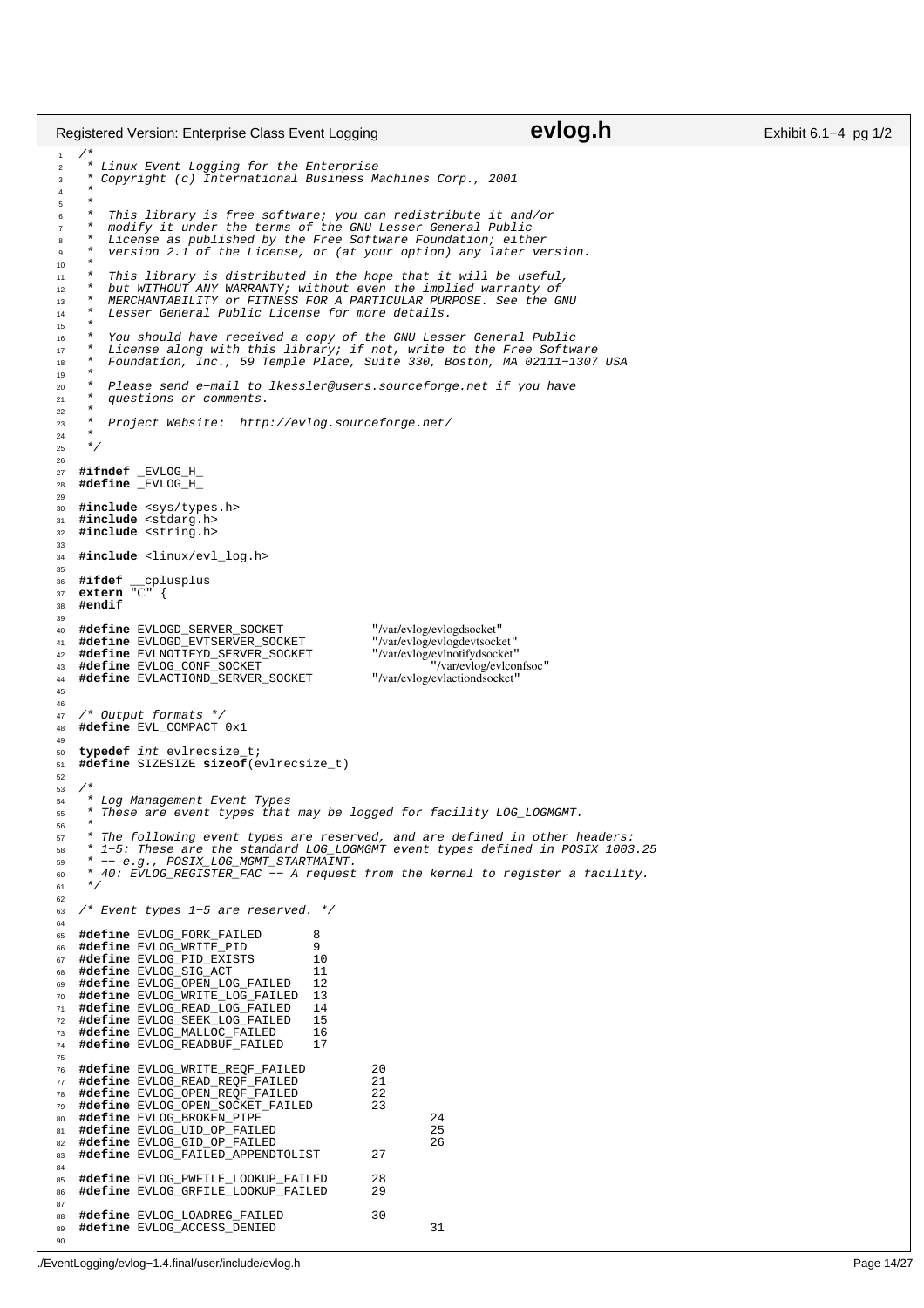```c
/*
 * Linux Event Logging for the Enterprise
 * Copyright (c) International Business Machines Corp., 2001
 *
 *
 *  This library is free software; you can redistribute it and/or
 *  modify it under the terms of the GNU Lesser General Public
 *  License as published by the Free Software Foundation; either
 *  version 2.1 of the License, or (at your option) any later version.
 *
 *  This library is distributed in the hope that it will be useful,
 *  but WITHOUT ANY WARRANTY; without even the implied warranty of
 *  MERCHANTABILITY or FITNESS FOR A PARTICULAR PURPOSE. See the GNU
 *  Lesser General Public License for more details.
 *
 *  You should have received a copy of the GNU Lesser General Public
 *  License along with this library; if not, write to the Free Software
 *  Foundation, Inc., 59 Temple Place, Suite 330, Boston, MA 02111-1307 USA
 *
 *  Please send e-mail to lkessler@users.sourceforge.net if you have
 *  questions or comments.
 *
 *  Project Website:  http://evlog.sourceforge.net/
 *
 */

#ifndef _EVLOG_H_
#define _EVLOG_H_

#include <sys/types.h>
#include <stdarg.h>
#include <string.h>

#include <linux/evl_log.h>

#ifdef __cplusplus
extern "C" {
#endif

#define EVLOGD_SERVER_SOCKET            "/var/evlog/evlogdsocket"
#define EVLOGD_EVTSERVER_SOCKET         "/var/evlog/evlogdevtsocket"
#define EVLNOTIFYD_SERVER_SOCKET        "/var/evlog/evlnotifydsocket"
#define EVLOG_CONF_SOCKET                       "/var/evlog/evlconfsoc"
#define EVLACTIOND_SERVER_SOCKET        "/var/evlog/evlactiondsocket"


/* Output formats */
#define EVL_COMPACT 0x1

typedef int evlrecsize_t;
#define SIZESIZE sizeof(evlrecsize_t)

/*
 * Log Management Event Types
 * These are event types that may be logged for facility LOG_LOGMGMT.
 *
 * The following event types are reserved, and are defined in other headers:
 * 1-5: These are the standard LOG_LOGMGMT event types defined in POSIX 1003.25
 * -- e.g., POSIX_LOG_MGMT_STARTMAINT.
 * 40: EVLOG_REGISTER_FAC -- A request from the kernel to register a facility.
 */

/* Event types 1-5 are reserved. */

#define EVLOG_FORK_FAILED       8
#define EVLOG_WRITE_PID         9
#define EVLOG_PID_EXISTS        10
#define EVLOG_SIG_ACT           11
#define EVLOG_OPEN_LOG_FAILED   12
#define EVLOG_WRITE_LOG_FAILED  13
#define EVLOG_READ_LOG_FAILED   14
#define EVLOG_SEEK_LOG_FAILED   15
#define EVLOG_MALLOC_FAILED     16
#define EVLOG_READBUF_FAILED    17

#define EVLOG_WRITE_REQF_FAILED         20
#define EVLOG_READ_REQF_FAILED          21
#define EVLOG_OPEN_REQF_FAILED          22
#define EVLOG_OPEN_SOCKET_FAILED        23
#define EVLOG_BROKEN_PIPE                       24
#define EVLOG_UID_OP_FAILED                     25
#define EVLOG_GID_OP_FAILED                     26
#define EVLOG_FAILED_APPENDTOLIST       27

#define EVLOG_PWFILE_LOOKUP_FAILED      28
#define EVLOG_GRFILE_LOOKUP_FAILED      29

#define EVLOG_LOADREG_FAILED            30
#define EVLOG_ACCESS_DENIED                     31

```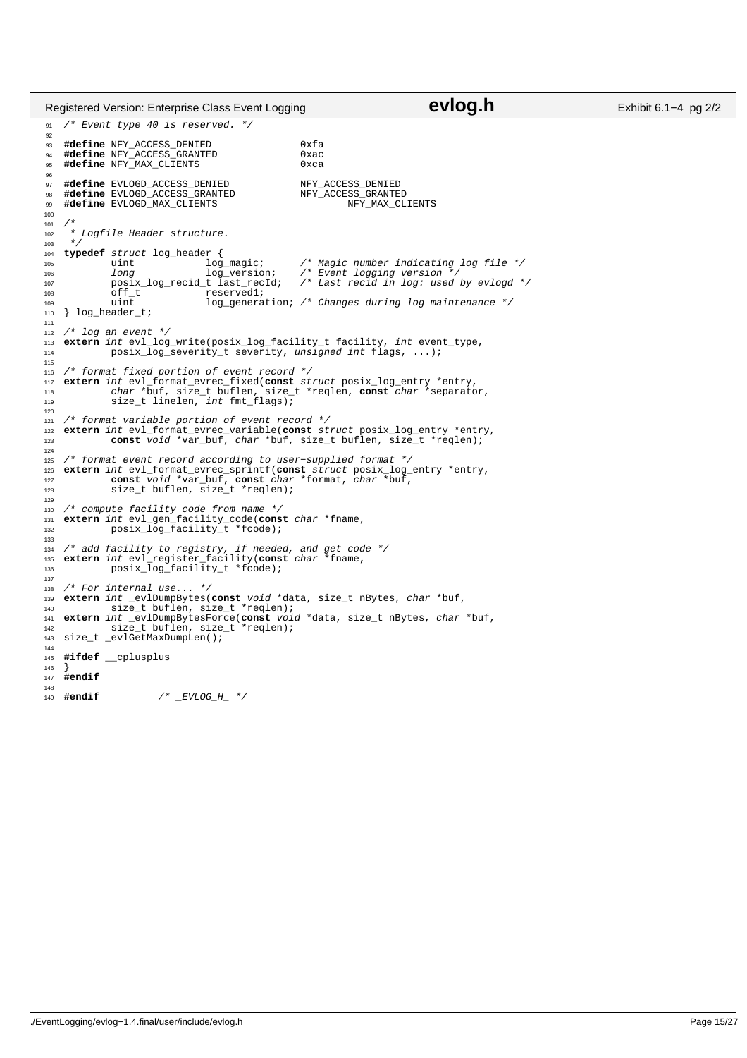```c
/* Event type 40 is reserved. */

#define NFY_ACCESS_DENIED               0xfa
#define NFY_ACCESS_GRANTED              0xac
#define NFY_MAX_CLIENTS                 0xca

#define EVLOGD_ACCESS_DENIED            NFY_ACCESS_DENIED
#define EVLOGD_ACCESS_GRANTED           NFY_ACCESS_GRANTED
#define EVLOGD_MAX_CLIENTS                      NFY_MAX_CLIENTS

/*
 * Logfile Header structure.
 */
typedef struct log_header {
        uint            log_magic;      /* Magic number indicating log file */
        long            log_version;    /* Event logging version */
        posix_log_recid_t last_recId;   /* Last recid in log: used by evlogd */
        off_t           reserved1;
        uint            log_generation; /* Changes during log maintenance */
} log_header_t;

/* log an event */
extern int evl_log_write(posix_log_facility_t facility, int event_type,
        posix_log_severity_t severity, unsigned int flags, ...);

/* format fixed portion of event record */
extern int evl_format_evrec_fixed(const struct posix_log_entry *entry,
        char *buf, size_t buflen, size_t *reqlen, const char *separator,
        size_t linelen, int fmt_flags);

/* format variable portion of event record */
extern int evl_format_evrec_variable(const struct posix_log_entry *entry,
        const void *var_buf, char *buf, size_t buflen, size_t *reqlen);

/* format event record according to user-supplied format */
extern int evl_format_evrec_sprintf(const struct posix_log_entry *entry,
        const void *var_buf, const char *format, char *buf,
        size_t buflen, size_t *reqlen);

/* compute facility code from name */
extern int evl_gen_facility_code(const char *fname,
        posix_log_facility_t *fcode);

/* add facility to registry, if needed, and get code */
extern int evl_register_facility(const char *fname,
        posix_log_facility_t *fcode);

/* For internal use... */
extern int _evlDumpBytes(const void *data, size_t nBytes, char *buf,
        size_t buflen, size_t *reqlen);
extern int _evlDumpBytesForce(const void *data, size_t nBytes, char *buf,
        size_t buflen, size_t *reqlen);
size_t _evlGetMaxDumpLen();

#ifdef __cplusplus
}
#endif

#endif          /* _EVLOG_H_ */
```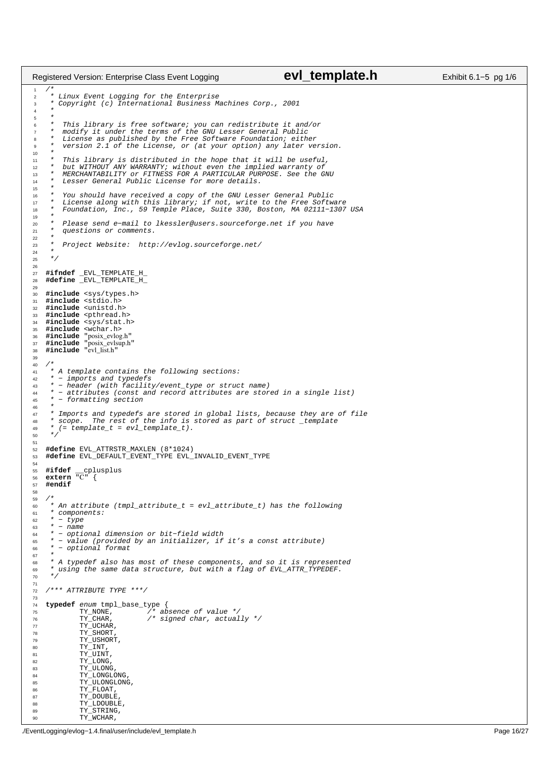```c
/*
 * Linux Event Logging for the Enterprise
 * Copyright (c) International Business Machines Corp., 2001
 *
 *
 *  This library is free software; you can redistribute it and/or
 *  modify it under the terms of the GNU Lesser General Public
 *  License as published by the Free Software Foundation; either
 *  version 2.1 of the License, or (at your option) any later version.
 *
 *  This library is distributed in the hope that it will be useful,
 *  but WITHOUT ANY WARRANTY; without even the implied warranty of
 *  MERCHANTABILITY or FITNESS FOR A PARTICULAR PURPOSE. See the GNU
 *  Lesser General Public License for more details.
 *
 *  You should have received a copy of the GNU Lesser General Public
 *  License along with this library; if not, write to the Free Software
 *  Foundation, Inc., 59 Temple Place, Suite 330, Boston, MA 02111-1307 USA
 *
 *  Please send e-mail to lkessler@users.sourceforge.net if you have
 *  questions or comments.
 *
 *  Project Website:  http://evlog.sourceforge.net/
 *
 */

#ifndef _EVL_TEMPLATE_H_
#define _EVL_TEMPLATE_H_

#include <sys/types.h>
#include <stdio.h>
#include <unistd.h>
#include <pthread.h>
#include <sys/stat.h>
#include <wchar.h>
#include "posix_evlog.h"
#include "posix_evlsup.h"
#include "evl_list.h"

/*
 * A template contains the following sections:
 * - imports and typedefs
 * - header (with facility/event_type or struct name)
 * - attributes (const and record attributes are stored in a single list)
 * - formatting section
 *
 * Imports and typedefs are stored in global lists, because they are of file
 * scope.  The rest of the info is stored as part of struct _template
 * (= template_t = evl_template_t).
 */

#define EVL_ATTRSTR_MAXLEN (8*1024)
#define EVL_DEFAULT_EVENT_TYPE EVL_INVALID_EVENT_TYPE

#ifdef __cplusplus
extern "C" {
#endif

/*
 * An attribute (tmpl_attribute_t = evl_attribute_t) has the following
 * components:
 * - type
 * - name
 * - optional dimension or bit-field width
 * - value (provided by an initializer, if it's a const attribute)
 * - optional format
 *
 * A typedef also has most of these components, and so it is represented
 * using the same data structure, but with a flag of EVL_ATTR_TYPEDEF.
 */

/*** ATTRIBUTE TYPE ***/

typedef enum tmpl_base_type {
        TY_NONE,        /* absence of value */
        TY_CHAR,        /* signed char, actually */
        TY_UCHAR,
        TY_SHORT,
        TY_USHORT,
        TY_INT,
        TY_UINT,
        TY_LONG,
        TY_ULONG,
        TY_LONGLONG,
        TY_ULONGLONG,
        TY_FLOAT,
        TY_DOUBLE,
        TY_LDOUBLE,
        TY_STRING,
        TY_WCHAR,
```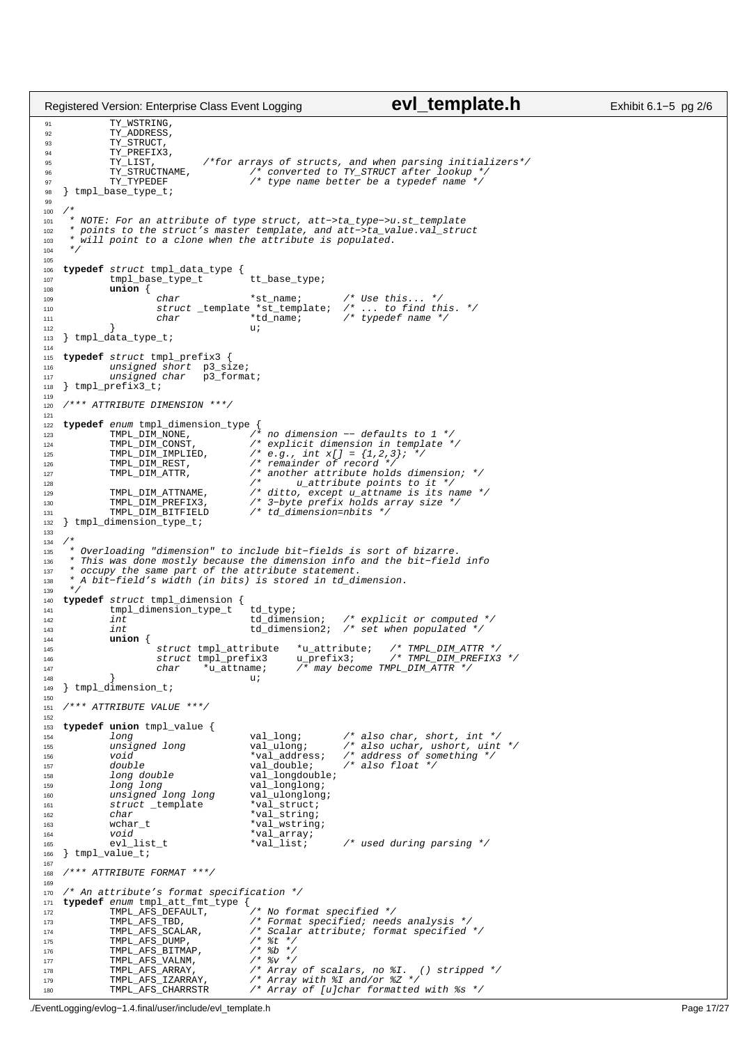```c
        TY_WSTRING,
        TY_ADDRESS,
        TY_STRUCT,
        TY_PREFIX3,
        TY_LIST,        /*for arrays of structs, and when parsing initializers*/
        TY_STRUCTNAME,          /* converted to TY_STRUCT after lookup */
        TY_TYPEDEF              /* type name better be a typedef name */
} tmpl_base_type_t;

/*
 * NOTE: For an attribute of type struct, att->ta_type->u.st_template
 * points to the struct's master template, and att->ta_value.val_struct
 * will point to a clone when the attribute is populated.
 */

typedef struct tmpl_data_type {
        tmpl_base_type_t        tt_base_type;
        union {
                char            *st_name;       /* Use this... */
                struct _template *st_template;  /* ... to find this. */
                char            *td_name;       /* typedef name */
        }                       u;
} tmpl_data_type_t;

typedef struct tmpl_prefix3 {
        unsigned short  p3_size;
        unsigned char   p3_format;
} tmpl_prefix3_t;

/*** ATTRIBUTE DIMENSION ***/

typedef enum tmpl_dimension_type {
        TMPL_DIM_NONE,          /* no dimension -- defaults to 1 */
        TMPL_DIM_CONST,         /* explicit dimension in template */
        TMPL_DIM_IMPLIED,       /* e.g., int x[] = {1,2,3}; */
        TMPL_DIM_REST,          /* remainder of record */
        TMPL_DIM_ATTR,          /* another attribute holds dimension; */
                                /*      u_attribute points to it */
        TMPL_DIM_ATTNAME,       /* ditto, except u_attname is its name */
        TMPL_DIM_PREFIX3,       /* 3-byte prefix holds array size */
        TMPL_DIM_BITFIELD       /* td_dimension=nbits */
} tmpl_dimension_type_t;

/*
 * Overloading "dimension" to include bit-fields is sort of bizarre.
 * This was done mostly because the dimension info and the bit-field info
 * occupy the same part of the attribute statement.
 * A bit-field's width (in bits) is stored in td_dimension.
 */
typedef struct tmpl_dimension {
        tmpl_dimension_type_t   td_type;
        int                     td_dimension;   /* explicit or computed */
        int                     td_dimension2;  /* set when populated */
        union {
                struct tmpl_attribute   *u_attribute;   /* TMPL_DIM_ATTR */
                struct tmpl_prefix3     u_prefix3;      /* TMPL_DIM_PREFIX3 */
                char    *u_attname;     /* may become TMPL_DIM_ATTR */
        }                       u;
} tmpl_dimension_t;

/*** ATTRIBUTE VALUE ***/

typedef union tmpl_value {
        long                    val_long;       /* also char, short, int */
        unsigned long           val_ulong;      /* also uchar, ushort, uint */
        void                    *val_address;   /* address of something */
        double                  val_double;     /* also float */
        long double             val_longdouble;
        long long               val_longlong;
        unsigned long long      val_ulonglong;
        struct _template        *val_struct;
        char                    *val_string;
        wchar_t                 *val_wstring;
        void                    *val_array;
        evl_list_t              *val_list;      /* used during parsing */
} tmpl_value_t;

/*** ATTRIBUTE FORMAT ***/

/* An attribute's format specification */
typedef enum tmpl_att_fmt_type {
        TMPL_AFS_DEFAULT,       /* No format specified */
        TMPL_AFS_TBD,           /* Format specified; needs analysis */
        TMPL_AFS_SCALAR,        /* Scalar attribute; format specified */
        TMPL_AFS_DUMP,          /* %t */
        TMPL_AFS_BITMAP,        /* %b */
        TMPL_AFS_VALNM,         /* %v */
        TMPL_AFS_ARRAY,         /* Array of scalars, no %I.  () stripped */
        TMPL_AFS_IZARRAY,       /* Array with %I and/or %Z */
        TMPL_AFS_CHARRSTR       /* Array of [u]char formatted with %s */
```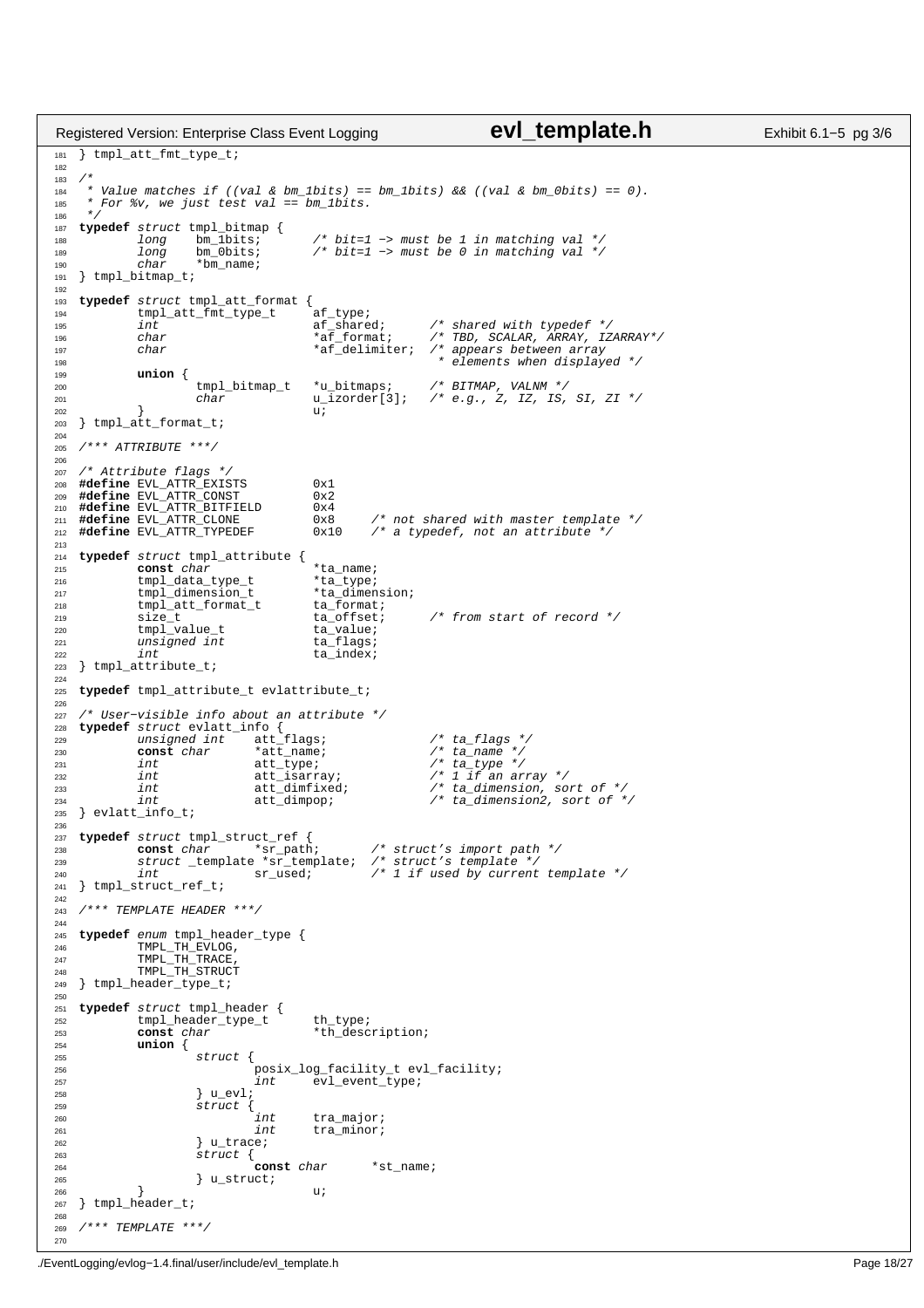```c
} tmpl_att_fmt_type_t;

/*
 * Value matches if ((val & bm_1bits) == bm_1bits) && ((val & bm_0bits) == 0).
 * For %v, we just test val == bm_1bits.
 */
typedef struct tmpl_bitmap {
        long    bm_1bits;       /* bit=1 -> must be 1 in matching val */
        long    bm_0bits;       /* bit=1 -> must be 0 in matching val */
        char    *bm_name;
} tmpl_bitmap_t;

typedef struct tmpl_att_format {
        tmpl_att_fmt_type_t     af_type;
        int                     af_shared;      /* shared with typedef */
        char                    *af_format;     /* TBD, SCALAR, ARRAY, IZARRAY*/
        char                    *af_delimiter;  /* appears between array
                                                 * elements when displayed */
        union {
                tmpl_bitmap_t   *u_bitmaps;     /* BITMAP, VALNM */
                char            u_izorder[3];   /* e.g., Z, IZ, IS, SI, ZI */
        }                       u;
} tmpl_att_format_t;

/*** ATTRIBUTE ***/

/* Attribute flags */
#define EVL_ATTR_EXISTS         0x1
#define EVL_ATTR_CONST          0x2
#define EVL_ATTR_BITFIELD       0x4
#define EVL_ATTR_CLONE          0x8     /* not shared with master template */
#define EVL_ATTR_TYPEDEF        0x10    /* a typedef, not an attribute */

typedef struct tmpl_attribute {
        const char              *ta_name;
        tmpl_data_type_t        *ta_type;
        tmpl_dimension_t        *ta_dimension;
        tmpl_att_format_t       ta_format;
        size_t                  ta_offset;      /* from start of record */
        tmpl_value_t            ta_value;
        unsigned int            ta_flags;
        int                     ta_index;
} tmpl_attribute_t;

typedef tmpl_attribute_t evlattribute_t;

/* User-visible info about an attribute */
typedef struct evlatt_info {
        unsigned int    att_flags;              /* ta_flags */
        const char      *att_name;              /* ta_name */
        int             att_type;               /* ta_type */
        int             att_isarray;            /* 1 if an array */
        int             att_dimfixed;           /* ta_dimension, sort of */
        int             att_dimpop;             /* ta_dimension2, sort of */
} evlatt_info_t;

typedef struct tmpl_struct_ref {
        const char      *sr_path;       /* struct's import path */
        struct _template *sr_template;  /* struct's template */
        int             sr_used;        /* 1 if used by current template */
} tmpl_struct_ref_t;

/*** TEMPLATE HEADER ***/

typedef enum tmpl_header_type {
        TMPL_TH_EVLOG,
        TMPL_TH_TRACE,
        TMPL_TH_STRUCT
} tmpl_header_type_t;

typedef struct tmpl_header {
        tmpl_header_type_t      th_type;
        const char              *th_description;
        union {
                struct {
                        posix_log_facility_t evl_facility;
                        int     evl_event_type;
                } u_evl;
                struct {
                        int     tra_major;
                        int     tra_minor;
                } u_trace;
                struct {
                        const char      *st_name;
                } u_struct;
        }                       u;
} tmpl_header_t;

/*** TEMPLATE ***/
```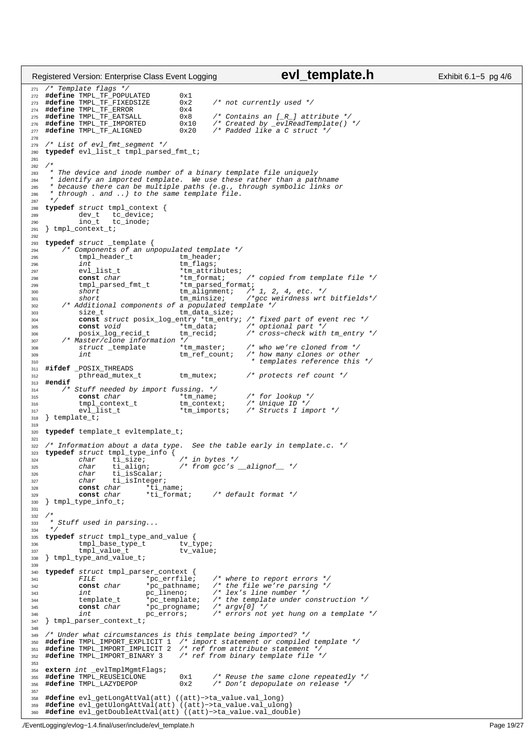```c
/* Template flags */
#define TMPL_TF_POPULATED       0x1
#define TMPL_TF_FIXEDSIZE       0x2     /* not currently used */
#define TMPL_TF_ERROR           0x4
#define TMPL_TF_EATSALL         0x8     /* Contains an [_R_] attribute */
#define TMPL_TF_IMPORTED        0x10    /* Created by _evlReadTemplate() */
#define TMPL_TF_ALIGNED         0x20    /* Padded like a C struct */

/* List of evl_fmt_segment */
typedef evl_list_t tmpl_parsed_fmt_t;

/*
 * The device and inode number of a binary template file uniquely
 * identify an imported template.  We use these rather than a pathname
 * because there can be multiple paths (e.g., through symbolic links or
 * through . and ..) to the same template file.
 */
typedef struct tmpl_context {
        dev_t   tc_device;
        ino_t   tc_inode;
} tmpl_context_t;

typedef struct _template {
    /* Components of an unpopulated template */
        tmpl_header_t           tm_header;
        int                     tm_flags;
        evl_list_t              *tm_attributes;
        const char              *tm_format;     /* copied from template file */
        tmpl_parsed_fmt_t       *tm_parsed_format;
        short                   tm_alignment;   /* 1, 2, 4, etc. */
        short                   tm_minsize;     /*gcc weirdness wrt bitfields*/
    /* Additional components of a populated template */
        size_t                  tm_data_size;
        const struct posix_log_entry *tm_entry; /* fixed part of event rec */
        const void              *tm_data;       /* optional part */
        posix_log_recid_t       tm_recid;       /* cross-check with tm_entry */
    /* Master/clone information */
        struct _template        *tm_master;     /* who we're cloned from */
        int                     tm_ref_count;   /* how many clones or other
                                                 * templates reference this */
#ifdef _POSIX_THREADS
        pthread_mutex_t         tm_mutex;       /* protects ref count */
#endif
    /* Stuff needed by import fussing. */
        const char              *tm_name;       /* for lookup */
        tmpl_context_t          tm_context;     /* Unique ID */
        evl_list_t              *tm_imports;    /* Structs I import */
} template_t;

typedef template_t evltemplate_t;

/* Information about a data type.  See the table early in template.c. */
typedef struct tmpl_type_info {
        char    ti_size;        /* in bytes */
        char    ti_align;       /* from gcc's __alignof__ */
        char    ti_isScalar;
        char    ti_isInteger;
        const char      *ti_name;
        const char      *ti_format;     /* default format */
} tmpl_type_info_t;

/*
 * Stuff used in parsing...
 */
typedef struct tmpl_type_and_value {
        tmpl_base_type_t        tv_type;
        tmpl_value_t            tv_value;
} tmpl_type_and_value_t;

typedef struct tmpl_parser_context {
        FILE            *pc_errfile;    /* where to report errors */
        const char      *pc_pathname;   /* the file we're parsing */
        int             pc_lineno;      /* lex's line number */
        template_t      *pc_template;   /* the template under construction */
        const char      *pc_progname;   /* argv[0] */
        int             pc_errors;      /* errors not yet hung on a template */
} tmpl_parser_context_t;

/* Under what circumstances is this template being imported? */
#define TMPL_IMPORT_EXPLICIT 1  /* import statement or compiled template */
#define TMPL_IMPORT_IMPLICIT 2  /* ref from attribute statement */
#define TMPL_IMPORT_BINARY 3    /* ref from binary template file */

extern int _evlTmplMgmtFlags;
#define TMPL_REUSE1CLONE        0x1     /* Reuse the same clone repeatedly */
#define TMPL_LAZYDEPOP          0x2     /* Don't depopulate on release */

#define evl_getLongAttVal(att) ((att)->ta_value.val_long)
#define evl_getUlongAttVal(att) ((att)->ta_value.val_ulong)
#define evl_getDoubleAttVal(att) ((att)->ta_value.val_double)
```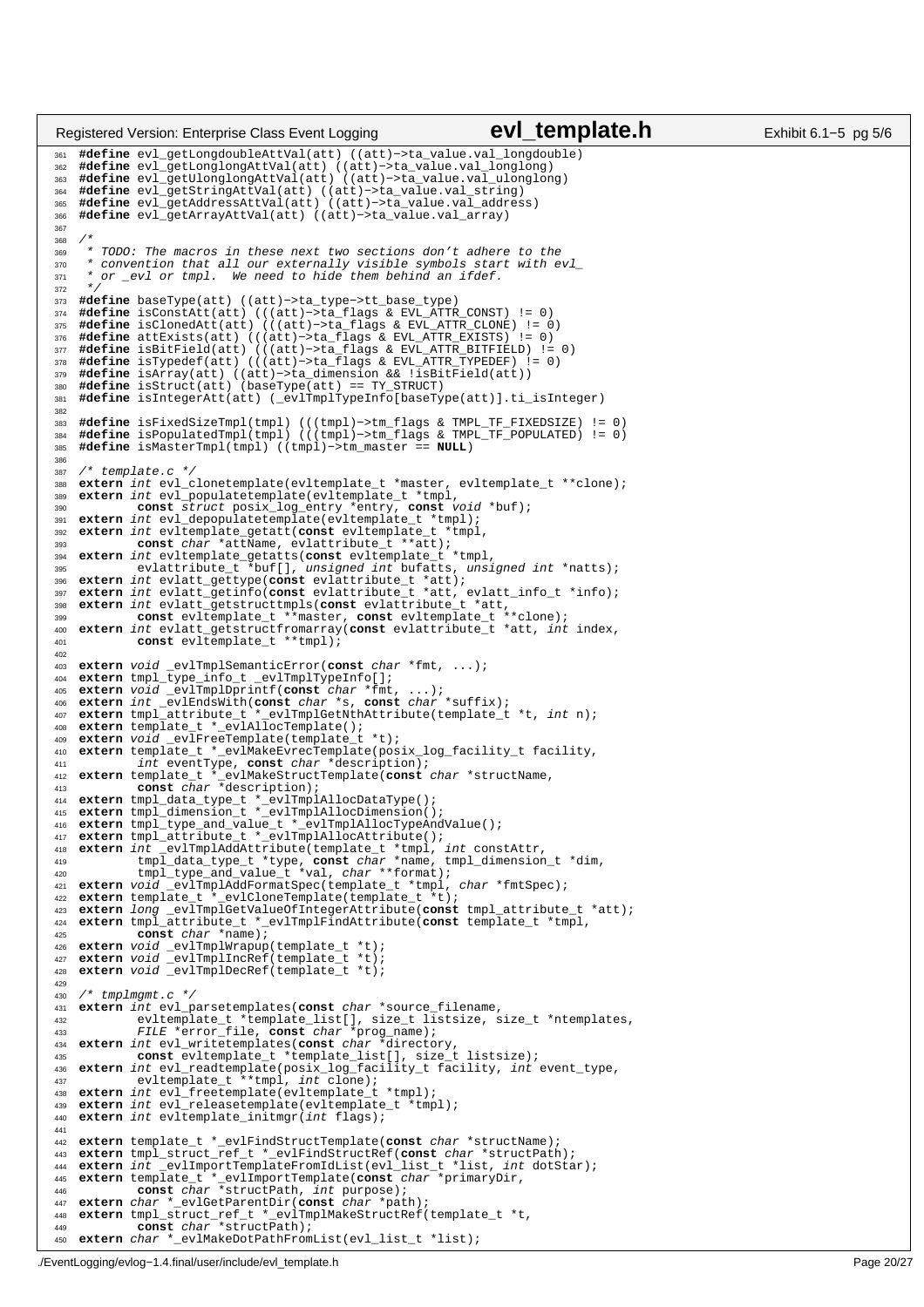```c
#define evl_getLongdoubleAttVal(att) ((att)->ta_value.val_longdouble)
#define evl_getLonglongAttVal(att) ((att)->ta_value.val_longlong)
#define evl_getUlonglongAttVal(att) ((att)->ta_value.val_ulonglong)
#define evl_getStringAttVal(att) ((att)->ta_value.val_string)
#define evl_getAddressAttVal(att) ((att)->ta_value.val_address)
#define evl_getArrayAttVal(att) ((att)->ta_value.val_array)

/*
 * TODO: The macros in these next two sections don't adhere to the
 * convention that all our externally visible symbols start with evl_
 * or _evl or tmpl.  We need to hide them behind an ifdef.
 */
#define baseType(att) ((att)->ta_type->tt_base_type)
#define isConstAtt(att) (((att)->ta_flags & EVL_ATTR_CONST) != 0)
#define isClonedAtt(att) (((att)->ta_flags & EVL_ATTR_CLONE) != 0)
#define attExists(att) (((att)->ta_flags & EVL_ATTR_EXISTS) != 0)
#define isBitField(att) (((att)->ta_flags & EVL_ATTR_BITFIELD) != 0)
#define isTypedef(att) (((att)->ta_flags & EVL_ATTR_TYPEDEF) != 0)
#define isArray(att) ((att)->ta_dimension && !isBitField(att))
#define isStruct(att) (baseType(att) == TY_STRUCT)
#define isIntegerAtt(att) (_evlTmplTypeInfo[baseType(att)].ti_isInteger)

#define isFixedSizeTmpl(tmpl) (((tmpl)->tm_flags & TMPL_TF_FIXEDSIZE) != 0)
#define isPopulatedTmpl(tmpl) (((tmpl)->tm_flags & TMPL_TF_POPULATED) != 0)
#define isMasterTmpl(tmpl) ((tmpl)->tm_master == NULL)

/* template.c */
extern int evl_clonetemplate(evltemplate_t *master, evltemplate_t **clone);
extern int evl_populatetemplate(evltemplate_t *tmpl,
        const struct posix_log_entry *entry, const void *buf);
extern int evl_depopulatetemplate(evltemplate_t *tmpl);
extern int evltemplate_getatt(const evltemplate_t *tmpl,
        const char *attName, evlattribute_t **att);
extern int evltemplate_getatts(const evltemplate_t *tmpl,
        evlattribute_t *buf[], unsigned int bufatts, unsigned int *natts);
extern int evlatt_gettype(const evlattribute_t *att);
extern int evlatt_getinfo(const evlattribute_t *att, evlatt_info_t *info);
extern int evlatt_getstructtmpls(const evlattribute_t *att,
        const evltemplate_t **master, const evltemplate_t **clone);
extern int evlatt_getstructfromarray(const evlattribute_t *att, int index,
        const evltemplate_t **tmpl);

extern void _evlTmplSemanticError(const char *fmt, ...);
extern tmpl_type_info_t _evlTmplTypeInfo[];
extern void _evlTmplDprintf(const char *fmt, ...);
extern int _evlEndsWith(const char *s, const char *suffix);
extern tmpl_attribute_t *_evlTmplGetNthAttribute(template_t *t, int n);
extern template_t *_evlAllocTemplate();
extern void _evlFreeTemplate(template_t *t);
extern template_t *_evlMakeEvrecTemplate(posix_log_facility_t facility,
        int eventType, const char *description);
extern template_t *_evlMakeStructTemplate(const char *structName,
        const char *description);
extern tmpl_data_type_t *_evlTmplAllocDataType();
extern tmpl_dimension_t *_evlTmplAllocDimension();
extern tmpl_type_and_value_t *_evlTmplAllocTypeAndValue();
extern tmpl_attribute_t *_evlTmplAllocAttribute();
extern int _evlTmplAddAttribute(template_t *tmpl, int constAttr,
        tmpl_data_type_t *type, const char *name, tmpl_dimension_t *dim,
        tmpl_type_and_value_t *val, char **format);
extern void _evlTmplAddFormatSpec(template_t *tmpl, char *fmtSpec);
extern template_t *_evlCloneTemplate(template_t *t);
extern long _evlTmplGetValueOfIntegerAttribute(const tmpl_attribute_t *att);
extern tmpl_attribute_t *_evlTmplFindAttribute(const template_t *tmpl,
        const char *name);
extern void _evlTmplWrapup(template_t *t);
extern void _evlTmplIncRef(template_t *t);
extern void _evlTmplDecRef(template_t *t);

/* tmplmgmt.c */
extern int evl_parsetemplates(const char *source_filename,
        evltemplate_t *template_list[], size_t listsize, size_t *ntemplates,
        FILE *error_file, const char *prog_name);
extern int evl_writetemplates(const char *directory,
        const evltemplate_t *template_list[], size_t listsize);
extern int evl_readtemplate(posix_log_facility_t facility, int event_type,
        evltemplate_t **tmpl, int clone);
extern int evl_freetemplate(evltemplate_t *tmpl);
extern int evl_releasetemplate(evltemplate_t *tmpl);
extern int evltemplate_initmgr(int flags);

extern template_t *_evlFindStructTemplate(const char *structName);
extern tmpl_struct_ref_t *_evlFindStructRef(const char *structPath);
extern int _evlImportTemplateFromIdList(evl_list_t *list, int dotStar);
extern template_t *_evlImportTemplate(const char *primaryDir,
        const char *structPath, int purpose);
extern char *_evlGetParentDir(const char *path);
extern tmpl_struct_ref_t *_evlTmplMakeStructRef(template_t *t,
        const char *structPath);
extern char *_evlMakeDotPathFromList(evl_list_t *list);
```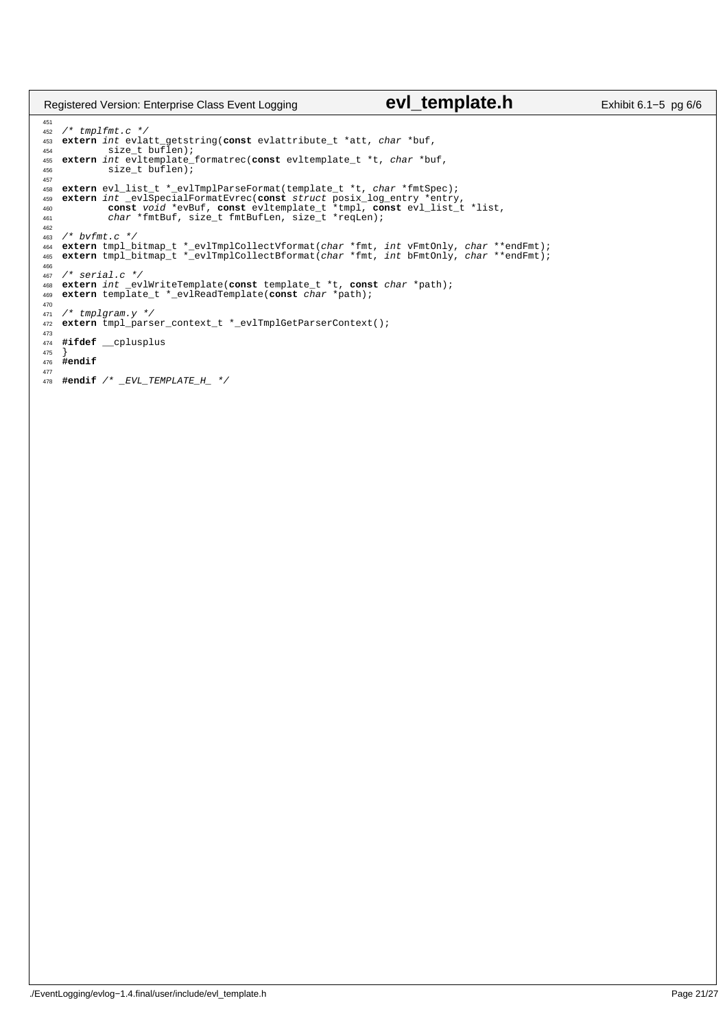```c
/* tmplfmt.c */
extern int evlatt_getstring(const evlattribute_t *att, char *buf,
	size_t buflen);
extern int evltemplate_formatrec(const evltemplate_t *t, char *buf,
	size_t buflen);

extern evl_list_t *_evlTmplParseFormat(template_t *t, char *fmtSpec);
extern int _evlSpecialFormatEvrec(const struct posix_log_entry *entry,
	const void *evBuf, const evltemplate_t *tmpl, const evl_list_t *list,
	char *fmtBuf, size_t fmtBufLen, size_t *reqLen);

/* bvfmt.c */
extern tmpl_bitmap_t *_evlTmplCollectVformat(char *fmt, int vFmtOnly, char **endFmt);
extern tmpl_bitmap_t *_evlTmplCollectBformat(char *fmt, int bFmtOnly, char **endFmt);

/* serial.c */
extern int _evlWriteTemplate(const template_t *t, const char *path);
extern template_t *_evlReadTemplate(const char *path);

/* tmplgram.y */
extern tmpl_parser_context_t *_evlTmplGetParserContext();

#ifdef __cplusplus
}
#endif

#endif /* _EVL_TEMPLATE_H_ */
```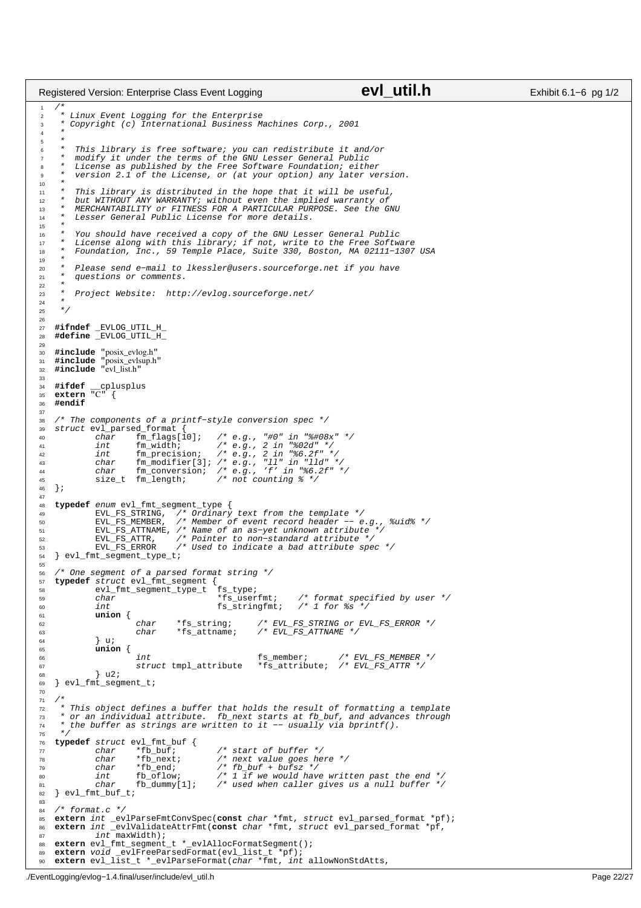```c
/*
 * Linux Event Logging for the Enterprise
 * Copyright (c) International Business Machines Corp., 2001
 *
 *
 *  This library is free software; you can redistribute it and/or
 *  modify it under the terms of the GNU Lesser General Public
 *  License as published by the Free Software Foundation; either
 *  version 2.1 of the License, or (at your option) any later version.
 *
 *  This library is distributed in the hope that it will be useful,
 *  but WITHOUT ANY WARRANTY; without even the implied warranty of
 *  MERCHANTABILITY or FITNESS FOR A PARTICULAR PURPOSE. See the GNU
 *  Lesser General Public License for more details.
 *
 *  You should have received a copy of the GNU Lesser General Public
 *  License along with this library; if not, write to the Free Software
 *  Foundation, Inc., 59 Temple Place, Suite 330, Boston, MA 02111-1307 USA
 *
 *  Please send e-mail to lkessler@users.sourceforge.net if you have
 *  questions or comments.
 *
 *  Project Website:  http://evlog.sourceforge.net/
 *
 */

#ifndef _EVLOG_UTIL_H_
#define _EVLOG_UTIL_H_

#include "posix_evlog.h"
#include "posix_evlsup.h"
#include "evl_list.h"

#ifdef __cplusplus
extern "C" {
#endif

/* The components of a printf-style conversion spec */
struct evl_parsed_format {
        char    fm_flags[10];   /* e.g., "#0" in "%#08x" */
        int     fm_width;       /* e.g., 2 in "%02d" */
        int     fm_precision;   /* e.g., 2 in "%6.2f" */
        char    fm_modifier[3]; /* e.g., "ll" in "lld" */
        char    fm_conversion;  /* e.g., 'f' in "%6.2f" */
        size_t  fm_length;      /* not counting % */
};

typedef enum evl_fmt_segment_type {
        EVL_FS_STRING,  /* Ordinary text from the template */
        EVL_FS_MEMBER,  /* Member of event record header -- e.g., %uid% */
        EVL_FS_ATTNAME, /* Name of an as-yet unknown attribute */
        EVL_FS_ATTR,    /* Pointer to non-standard attribute */
        EVL_FS_ERROR    /* Used to indicate a bad attribute spec */
} evl_fmt_segment_type_t;

/* One segment of a parsed format string */
typedef struct evl_fmt_segment {
        evl_fmt_segment_type_t  fs_type;
        char                    *fs_userfmt;    /* format specified by user */
        int                     fs_stringfmt;   /* 1 for %s */
        union {
                char    *fs_string;     /* EVL_FS_STRING or EVL_FS_ERROR */
                char    *fs_attname;    /* EVL_FS_ATTNAME */
        } u;
        union {
                int                     fs_member;      /* EVL_FS_MEMBER */
                struct tmpl_attribute   *fs_attribute;  /* EVL_FS_ATTR */
        } u2;
} evl_fmt_segment_t;

/*
 * This object defines a buffer that holds the result of formatting a template
 * or an individual attribute.  fb_next starts at fb_buf, and advances through
 * the buffer as strings are written to it -- usually via bprintf().
 */
typedef struct evl_fmt_buf {
        char    *fb_buf;        /* start of buffer */
        char    *fb_next;       /* next value goes here */
        char    *fb_end;        /* fb_buf + bufsz */
        int     fb_oflow;       /* 1 if we would have written past the end */
        char    fb_dummy[1];    /* used when caller gives us a null buffer */
} evl_fmt_buf_t;

/* format.c */
extern int _evlParseFmtConvSpec(const char *fmt, struct evl_parsed_format *pf);
extern int _evlValidateAttrFmt(const char *fmt, struct evl_parsed_format *pf,
        int maxWidth);
extern evl_fmt_segment_t *_evlAllocFormatSegment();
extern void _evlFreeParsedFormat(evl_list_t *pf);
extern evl_list_t *_evlParseFormat(char *fmt, int allowNonStdAtts,
```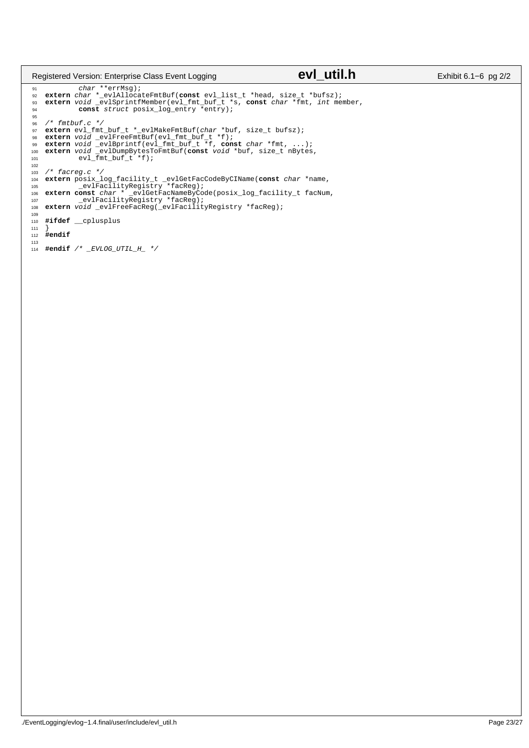```c
        char **errMsg);
extern char *_evlAllocateFmtBuf(const evl_list_t *head, size_t *bufsz);
extern void _evlSprintfMember(evl_fmt_buf_t *s, const char *fmt, int member,
        const struct posix_log_entry *entry);

/* fmtbuf.c */
extern evl_fmt_buf_t *_evlMakeFmtBuf(char *buf, size_t bufsz);
extern void _evlFreeFmtBuf(evl_fmt_buf_t *f);
extern void _evlBprintf(evl_fmt_buf_t *f, const char *fmt, ...);
extern void _evlDumpBytesToFmtBuf(const void *buf, size_t nBytes,
        evl_fmt_buf_t *f);

/* facreg.c */
extern posix_log_facility_t _evlGetFacCodeByCIName(const char *name,
        _evlFacilityRegistry *facReg);
extern const char * _evlGetFacNameByCode(posix_log_facility_t facNum,
        _evlFacilityRegistry *facReg);
extern void _evlFreeFacReg(_evlFacilityRegistry *facReg);

#ifdef __cplusplus
}
#endif

#endif /* _EVLOG_UTIL_H_ */
```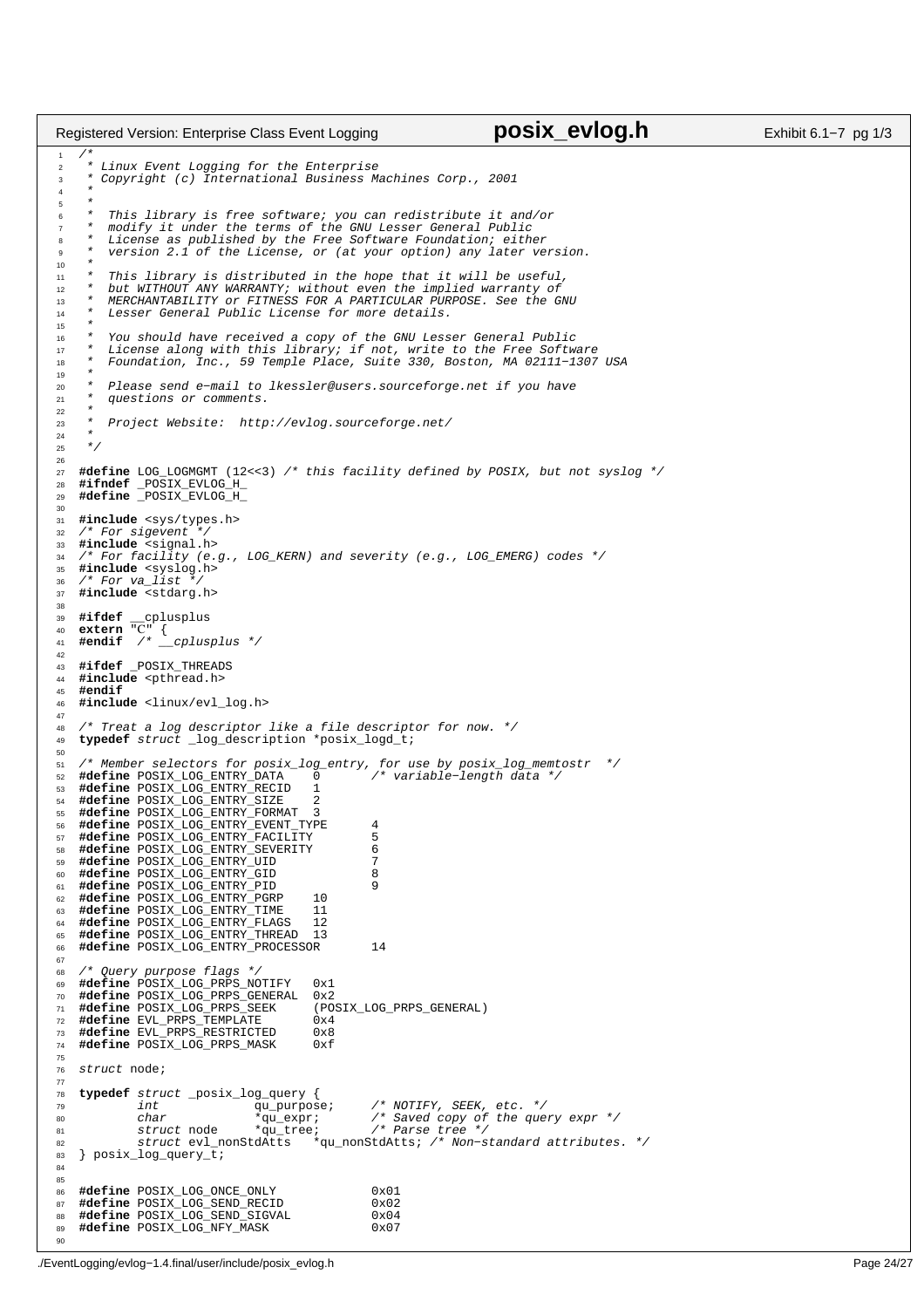```c
/*
 * Linux Event Logging for the Enterprise
 * Copyright (c) International Business Machines Corp., 2001
 *
 *
 *  This library is free software; you can redistribute it and/or
 *  modify it under the terms of the GNU Lesser General Public
 *  License as published by the Free Software Foundation; either
 *  version 2.1 of the License, or (at your option) any later version.
 *
 *  This library is distributed in the hope that it will be useful,
 *  but WITHOUT ANY WARRANTY; without even the implied warranty of
 *  MERCHANTABILITY or FITNESS FOR A PARTICULAR PURPOSE. See the GNU
 *  Lesser General Public License for more details.
 *
 *  You should have received a copy of the GNU Lesser General Public
 *  License along with this library; if not, write to the Free Software
 *  Foundation, Inc., 59 Temple Place, Suite 330, Boston, MA 02111-1307 USA
 *
 *  Please send e-mail to lkessler@users.sourceforge.net if you have
 *  questions or comments.
 *
 *  Project Website:  http://evlog.sourceforge.net/
 *
 */

#define LOG_LOGMGMT (12<<3) /* this facility defined by POSIX, but not syslog */
#ifndef _POSIX_EVLOG_H_
#define _POSIX_EVLOG_H_

#include <sys/types.h>
/* For sigevent */
#include <signal.h>
/* For facility (e.g., LOG_KERN) and severity (e.g., LOG_EMERG) codes */
#include <syslog.h>
/* For va_list */
#include <stdarg.h>

#ifdef __cplusplus
extern "C" {
#endif  /* __cplusplus */

#ifdef _POSIX_THREADS
#include <pthread.h>
#endif
#include <linux/evl_log.h>

/* Treat a log descriptor like a file descriptor for now. */
typedef struct _log_description *posix_logd_t;

/* Member selectors for posix_log_entry, for use by posix_log_memtostr  */
#define POSIX_LOG_ENTRY_DATA    0       /* variable-length data */
#define POSIX_LOG_ENTRY_RECID   1
#define POSIX_LOG_ENTRY_SIZE    2
#define POSIX_LOG_ENTRY_FORMAT  3
#define POSIX_LOG_ENTRY_EVENT_TYPE      4
#define POSIX_LOG_ENTRY_FACILITY        5
#define POSIX_LOG_ENTRY_SEVERITY        6
#define POSIX_LOG_ENTRY_UID             7
#define POSIX_LOG_ENTRY_GID             8
#define POSIX_LOG_ENTRY_PID             9
#define POSIX_LOG_ENTRY_PGRP    10
#define POSIX_LOG_ENTRY_TIME    11
#define POSIX_LOG_ENTRY_FLAGS   12
#define POSIX_LOG_ENTRY_THREAD  13
#define POSIX_LOG_ENTRY_PROCESSOR       14

/* Query purpose flags */
#define POSIX_LOG_PRPS_NOTIFY   0x1
#define POSIX_LOG_PRPS_GENERAL  0x2
#define POSIX_LOG_PRPS_SEEK     (POSIX_LOG_PRPS_GENERAL)
#define EVL_PRPS_TEMPLATE       0x4
#define EVL_PRPS_RESTRICTED     0x8
#define POSIX_LOG_PRPS_MASK     0xf

struct node;

typedef struct _posix_log_query {
        int             qu_purpose;     /* NOTIFY, SEEK, etc. */
        char            *qu_expr;       /* Saved copy of the query expr */
        struct node     *qu_tree;       /* Parse tree */
        struct evl_nonStdAtts   *qu_nonStdAtts; /* Non-standard attributes. */
} posix_log_query_t;


#define POSIX_LOG_ONCE_ONLY             0x01
#define POSIX_LOG_SEND_RECID            0x02
#define POSIX_LOG_SEND_SIGVAL           0x04
#define POSIX_LOG_NFY_MASK              0x07

```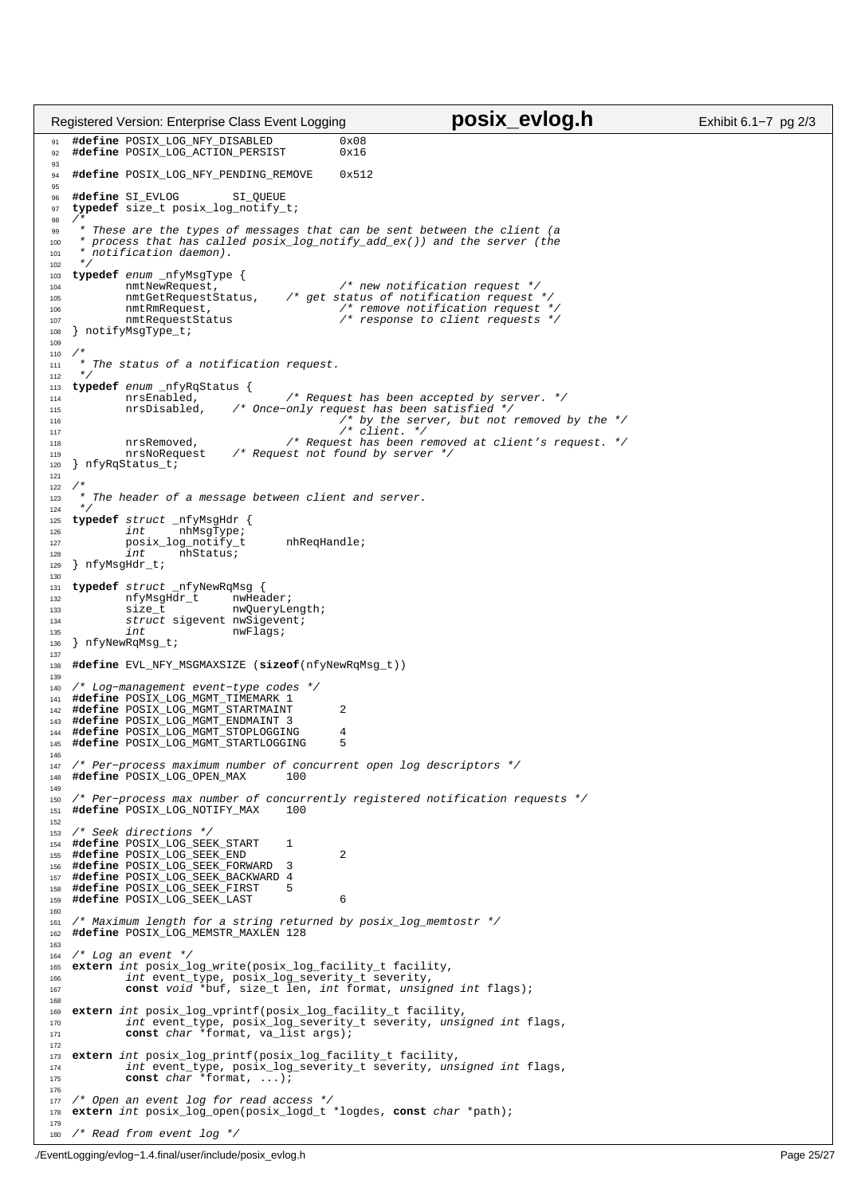```c
#define POSIX_LOG_NFY_DISABLED          0x08
#define POSIX_LOG_ACTION_PERSIST        0x16

#define POSIX_LOG_NFY_PENDING_REMOVE    0x512

#define SI_EVLOG        SI_QUEUE
typedef size_t posix_log_notify_t;
/*
 * These are the types of messages that can be sent between the client (a
 * process that has called posix_log_notify_add_ex()) and the server (the
 * notification daemon).
 */
typedef enum _nfyMsgType {
        nmtNewRequest,                  /* new notification request */
        nmtGetRequestStatus,    /* get status of notification request */
        nmtRmRequest,                   /* remove notification request */
        nmtRequestStatus                /* response to client requests */
} notifyMsgType_t;

/*
 * The status of a notification request.
 */
typedef enum _nfyRqStatus {
        nrsEnabled,             /* Request has been accepted by server. */
        nrsDisabled,    /* Once-only request has been satisfied */
                                        /* by the server, but not removed by the */
                                        /* client. */
        nrsRemoved,             /* Request has been removed at client's request. */
        nrsNoRequest    /* Request not found by server */
} nfyRqStatus_t;

/*
 * The header of a message between client and server.
 */
typedef struct _nfyMsgHdr {
        int     nhMsgType;
        posix_log_notify_t      nhReqHandle;
        int     nhStatus;
} nfyMsgHdr_t;

typedef struct _nfyNewRqMsg {
        nfyMsgHdr_t     nwHeader;
        size_t          nwQueryLength;
        struct sigevent nwSigevent;
        int             nwFlags;
} nfyNewRqMsg_t;

#define EVL_NFY_MSGMAXSIZE (sizeof(nfyNewRqMsg_t))

/* Log-management event-type codes */
#define POSIX_LOG_MGMT_TIMEMARK 1
#define POSIX_LOG_MGMT_STARTMAINT       2
#define POSIX_LOG_MGMT_ENDMAINT 3
#define POSIX_LOG_MGMT_STOPLOGGING      4
#define POSIX_LOG_MGMT_STARTLOGGING     5

/* Per-process maximum number of concurrent open log descriptors */
#define POSIX_LOG_OPEN_MAX      100

/* Per-process max number of concurrently registered notification requests */
#define POSIX_LOG_NOTIFY_MAX    100

/* Seek directions */
#define POSIX_LOG_SEEK_START    1
#define POSIX_LOG_SEEK_END              2
#define POSIX_LOG_SEEK_FORWARD  3
#define POSIX_LOG_SEEK_BACKWARD 4
#define POSIX_LOG_SEEK_FIRST    5
#define POSIX_LOG_SEEK_LAST             6

/* Maximum length for a string returned by posix_log_memtostr */
#define POSIX_LOG_MEMSTR_MAXLEN 128

/* Log an event */
extern int posix_log_write(posix_log_facility_t facility,
        int event_type, posix_log_severity_t severity,
        const void *buf, size_t len, int format, unsigned int flags);

extern int posix_log_vprintf(posix_log_facility_t facility,
        int event_type, posix_log_severity_t severity, unsigned int flags,
        const char *format, va_list args);

extern int posix_log_printf(posix_log_facility_t facility,
        int event_type, posix_log_severity_t severity, unsigned int flags,
        const char *format, ...);

/* Open an event log for read access */
extern int posix_log_open(posix_logd_t *logdes, const char *path);

/* Read from event log */
```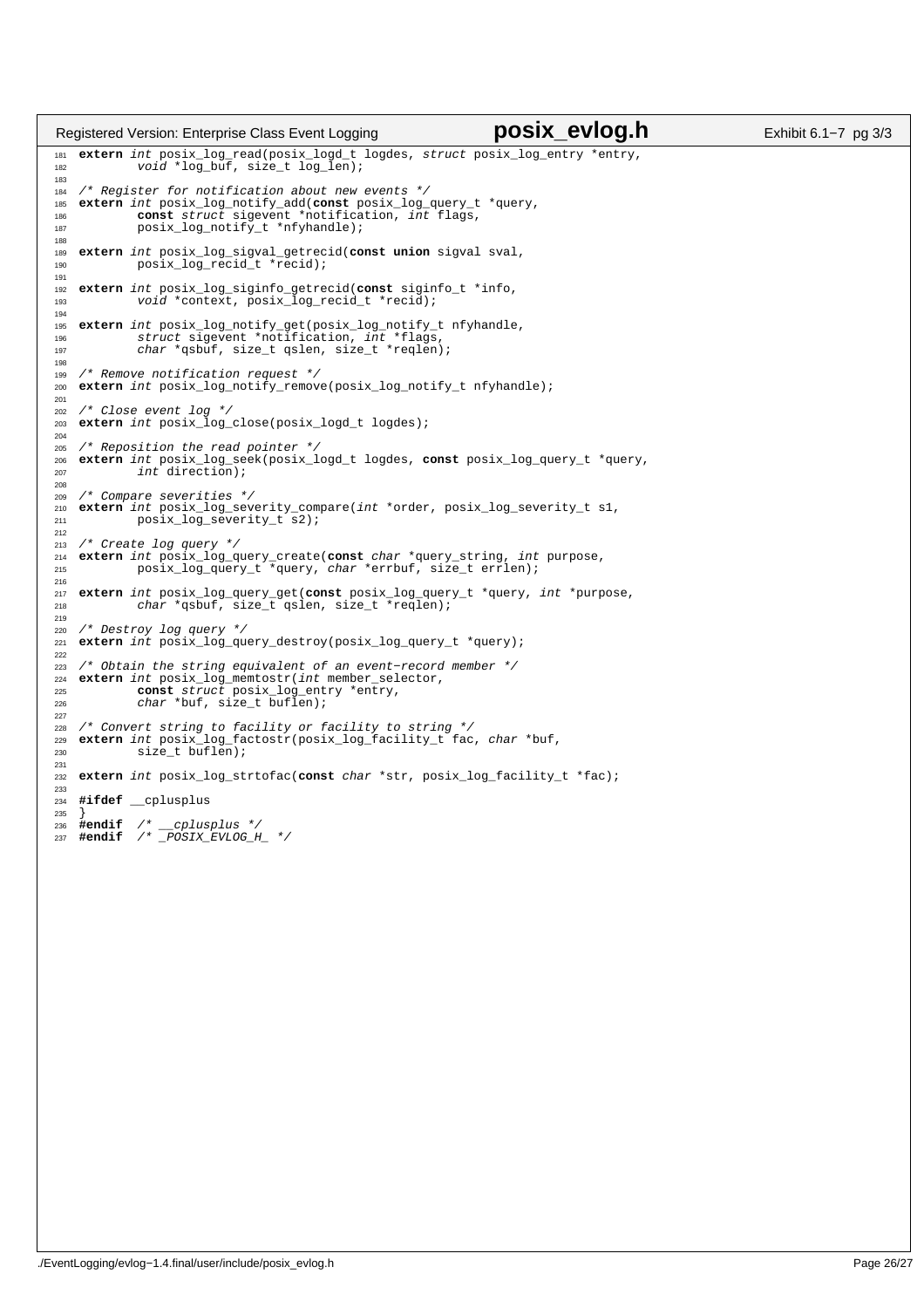```c
extern int posix_log_read(posix_logd_t logdes, struct posix_log_entry *entry,
        void *log_buf, size_t log_len);

/* Register for notification about new events */
extern int posix_log_notify_add(const posix_log_query_t *query,
        const struct sigevent *notification, int flags,
        posix_log_notify_t *nfyhandle);

extern int posix_log_sigval_getrecid(const union sigval sval,
        posix_log_recid_t *recid);

extern int posix_log_siginfo_getrecid(const siginfo_t *info,
        void *context, posix_log_recid_t *recid);

extern int posix_log_notify_get(posix_log_notify_t nfyhandle,
        struct sigevent *notification, int *flags,
        char *qsbuf, size_t qslen, size_t *reqlen);

/* Remove notification request */
extern int posix_log_notify_remove(posix_log_notify_t nfyhandle);

/* Close event log */
extern int posix_log_close(posix_logd_t logdes);

/* Reposition the read pointer */
extern int posix_log_seek(posix_logd_t logdes, const posix_log_query_t *query,
        int direction);

/* Compare severities */
extern int posix_log_severity_compare(int *order, posix_log_severity_t s1,
        posix_log_severity_t s2);

/* Create log query */
extern int posix_log_query_create(const char *query_string, int purpose,
        posix_log_query_t *query, char *errbuf, size_t errlen);

extern int posix_log_query_get(const posix_log_query_t *query, int *purpose,
        char *qsbuf, size_t qslen, size_t *reqlen);

/* Destroy log query */
extern int posix_log_query_destroy(posix_log_query_t *query);

/* Obtain the string equivalent of an event-record member */
extern int posix_log_memtostr(int member_selector,
        const struct posix_log_entry *entry,
        char *buf, size_t buflen);

/* Convert string to facility or facility to string */
extern int posix_log_factostr(posix_log_facility_t fac, char *buf,
        size_t buflen);

extern int posix_log_strtofac(const char *str, posix_log_facility_t *fac);

#ifdef __cplusplus
}
#endif  /* __cplusplus */
#endif  /* _POSIX_EVLOG_H_ */
```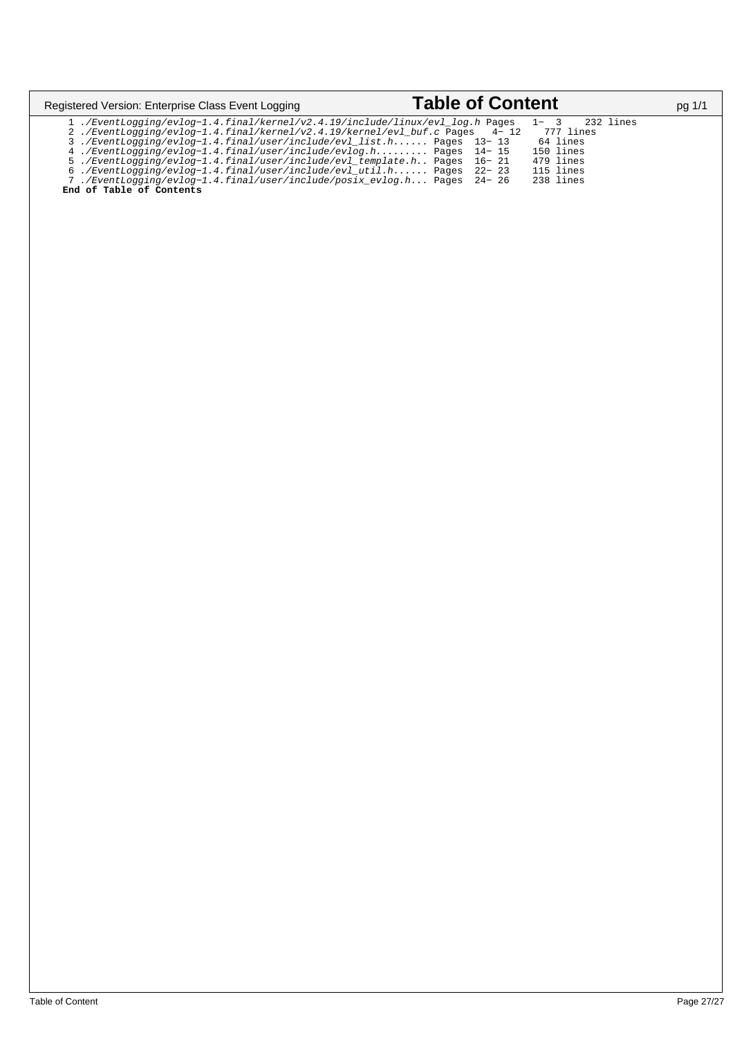# Table of Content

```
1 ./EventLogging/evlog-1.4.final/kernel/v2.4.19/include/linux/evl_log.h Pages  1- 3    232 lines
2 ./EventLogging/evlog-1.4.final/kernel/v2.4.19/kernel/evl_buf.c Pages  4- 12    777 lines
3 ./EventLogging/evlog-1.4.final/user/include/evl_list.h...... Pages 13- 13     64 lines
4 ./EventLogging/evlog-1.4.final/user/include/evlog.h......... Pages 14- 15    150 lines
5 ./EventLogging/evlog-1.4.final/user/include/evl_template.h.. Pages 16- 21    479 lines
6 ./EventLogging/evlog-1.4.final/user/include/evl_util.h...... Pages 22- 23    115 lines
7 ./EventLogging/evlog-1.4.final/user/include/posix_evlog.h... Pages 24- 26    238 lines
```

**End of Table of Contents**